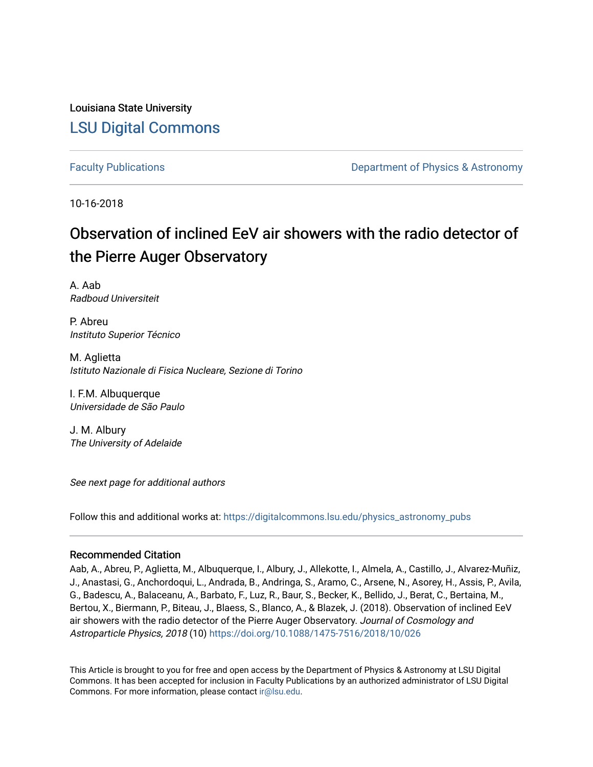Louisiana State University

## LSU Digital Commons

Faculty Publications | Department of Physics & Astronomy

10-16-2018

# Observation of inclined EeV air showers with the radio detector of the Pierre Auger Observatory

A. Aab
*Radboud Universiteit*

P. Abreu
*Instituto Superior Técnico*

M. Aglietta
*Istituto Nazionale di Fisica Nucleare, Sezione di Torino*

I. F.M. Albuquerque
*Universidade de São Paulo*

J. M. Albury
*The University of Adelaide*

*See next page for additional authors*

Follow this and additional works at: https://digitalcommons.lsu.edu/physics_astronomy_pubs

### Recommended Citation

Aab, A., Abreu, P., Aglietta, M., Albuquerque, I., Albury, J., Allekotte, I., Almela, A., Castillo, J., Alvarez-Muñiz, J., Anastasi, G., Anchordoqui, L., Andrada, B., Andringa, S., Aramo, C., Arsene, N., Asorey, H., Assis, P., Avila, G., Badescu, A., Balaceanu, A., Barbato, F., Luz, R., Baur, S., Becker, K., Bellido, J., Berat, C., Bertaina, M., Bertou, X., Biermann, P., Biteau, J., Blaess, S., Blanco, A., & Blazek, J. (2018). Observation of inclined EeV air showers with the radio detector of the Pierre Auger Observatory. *Journal of Cosmology and Astroparticle Physics, 2018* (10) https://doi.org/10.1088/1475-7516/2018/10/026

This Article is brought to you for free and open access by the Department of Physics & Astronomy at LSU Digital Commons. It has been accepted for inclusion in Faculty Publications by an authorized administrator of LSU Digital Commons. For more information, please contact ir@lsu.edu.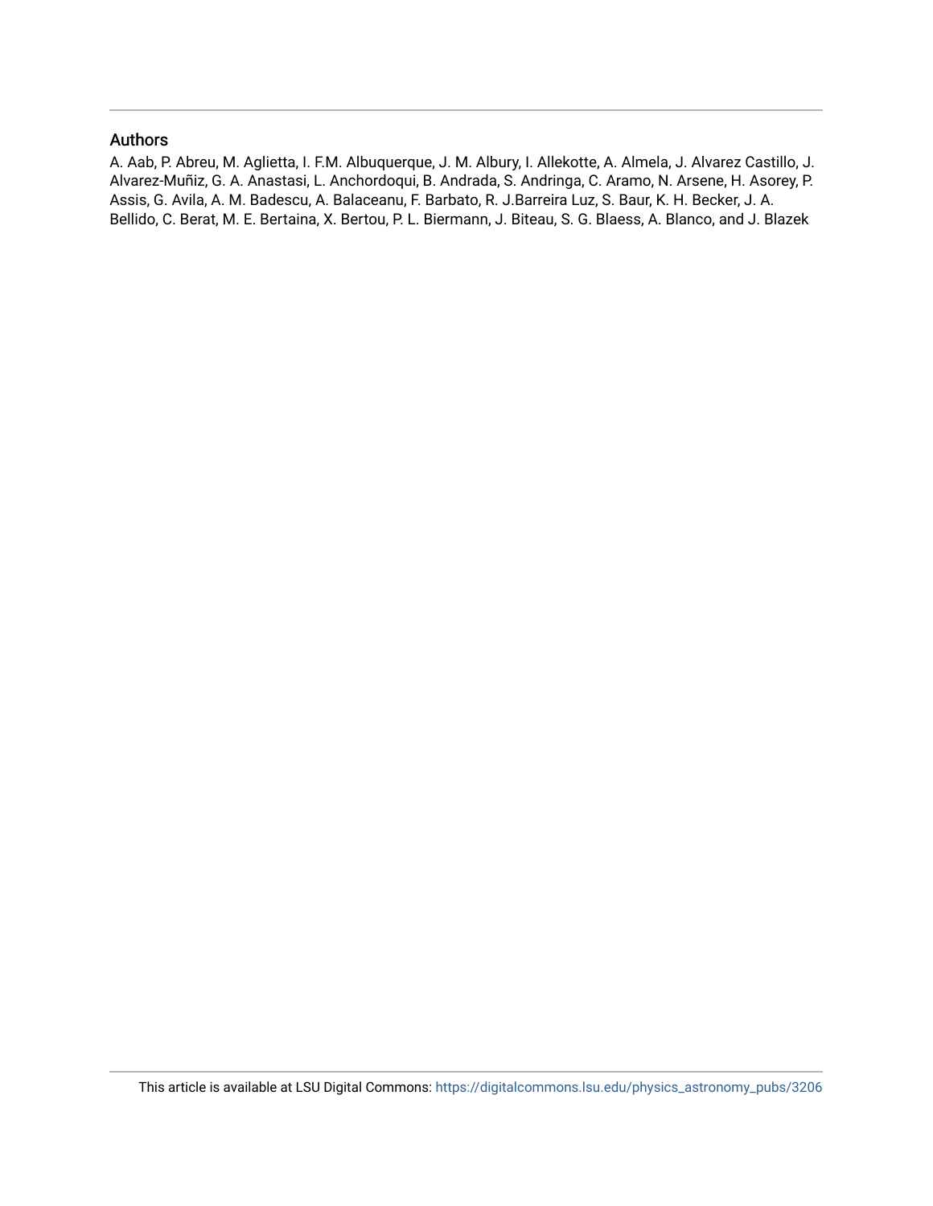## Authors

A. Aab, P. Abreu, M. Aglietta, I. F.M. Albuquerque, J. M. Albury, I. Allekotte, A. Almela, J. Alvarez Castillo, J. Alvarez-Muñiz, G. A. Anastasi, L. Anchordoqui, B. Andrada, S. Andringa, C. Aramo, N. Arsene, H. Asorey, P. Assis, G. Avila, A. M. Badescu, A. Balaceanu, F. Barbato, R. J.Barreira Luz, S. Baur, K. H. Becker, J. A. Bellido, C. Berat, M. E. Bertaina, X. Bertou, P. L. Biermann, J. Biteau, S. G. Blaess, A. Blanco, and J. Blazek

This article is available at LSU Digital Commons: https://digitalcommons.lsu.edu/physics_astronomy_pubs/3206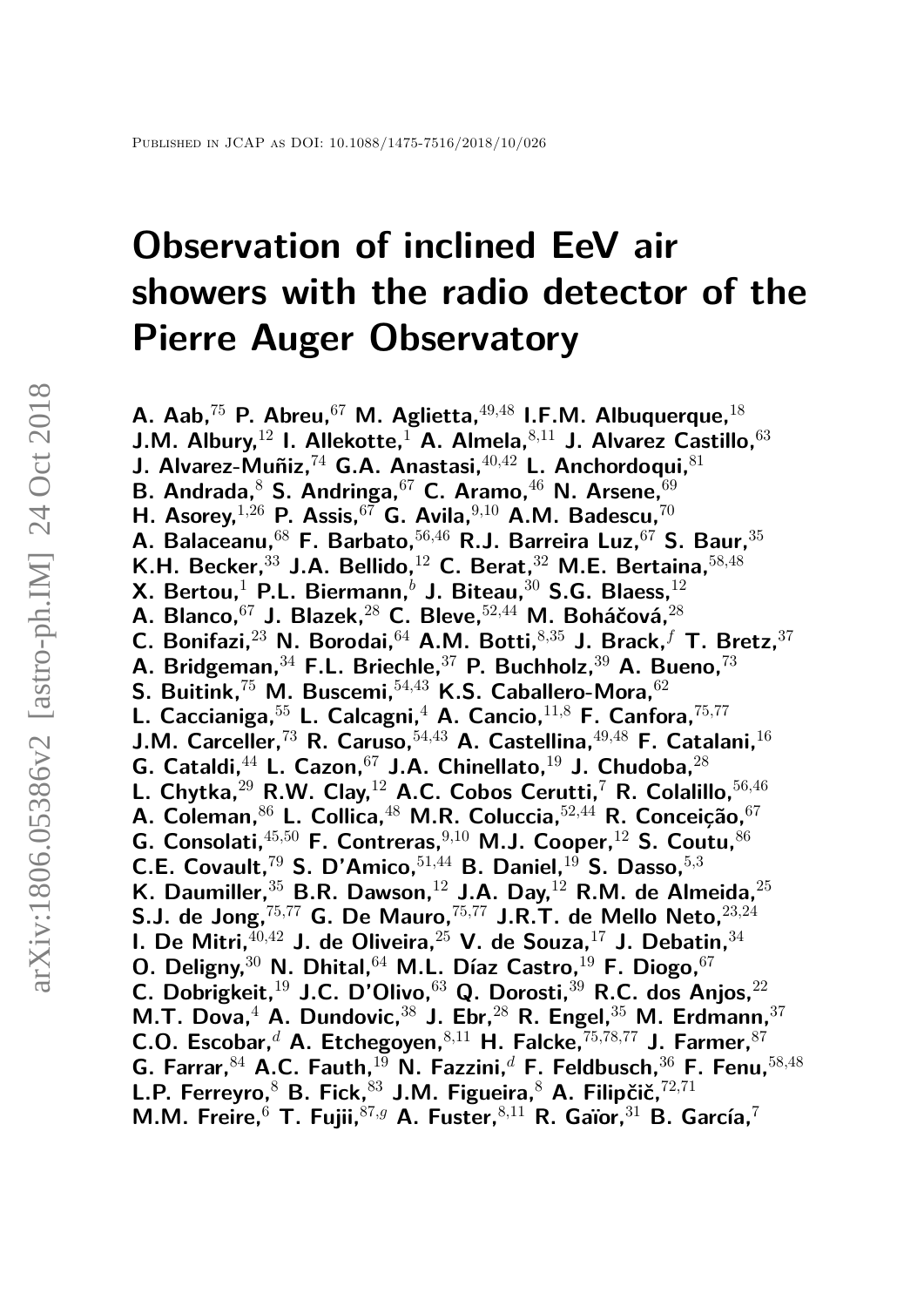Published in JCAP as DOI: 10.1088/1475-7516/2018/10/026

# Observation of inclined EeV air showers with the radio detector of the Pierre Auger Observatory

**A. Aab,**[75] **P. Abreu,**[67] **M. Aglietta,**[49,48] **I.F.M. Albuquerque,**[18] **J.M. Albury,**[12] **I. Allekotte,**[1] **A. Almela,**[8,11] **J. Alvarez Castillo,**[63] **J. Alvarez-Muñiz,**[74] **G.A. Anastasi,**[40,42] **L. Anchordoqui,**[81] **B. Andrada,**[8] **S. Andringa,**[67] **C. Aramo,**[46] **N. Arsene,**[69] **H. Asorey,**[1,26] **P. Assis,**[67] **G. Avila,**[9,10] **A.M. Badescu,**[70] **A. Balaceanu,**[68] **F. Barbato,**[56,46] **R.J. Barreira Luz,**[67] **S. Baur,**[35] **K.H. Becker,**[33] **J.A. Bellido,**[12] **C. Berat,**[32] **M.E. Bertaina,**[58,48] **X. Bertou,**[1] **P.L. Biermann,**[b] **J. Biteau,**[30] **S.G. Blaess,**[12] **A. Blanco,**[67] **J. Blazek,**[28] **C. Bleve,**[52,44] **M. Boháčová,**[28] **C. Bonifazi,**[23] **N. Borodai,**[64] **A.M. Botti,**[8,35] **J. Brack,**[f] **T. Bretz,**[37] **A. Bridgeman,**[34] **F.L. Briechle,**[37] **P. Buchholz,**[39] **A. Bueno,**[73] **S. Buitink,**[75] **M. Buscemi,**[54,43] **K.S. Caballero-Mora,**[62] **L. Caccianiga,**[55] **L. Calcagni,**[4] **A. Cancio,**[11,8] **F. Canfora,**[75,77] **J.M. Carceller,**[73] **R. Caruso,**[54,43] **A. Castellina,**[49,48] **F. Catalani,**[16] **G. Cataldi,**[44] **L. Cazon,**[67] **J.A. Chinellato,**[19] **J. Chudoba,**[28] **L. Chytka,**[29] **R.W. Clay,**[12] **A.C. Cobos Cerutti,**[7] **R. Colalillo,**[56,46] **A. Coleman,**[86] **L. Collica,**[48] **M.R. Coluccia,**[52,44] **R. Conceição,**[67] **G. Consolati,**[45,50] **F. Contreras,**[9,10] **M.J. Cooper,**[12] **S. Coutu,**[86] **C.E. Covault,**[79] **S. D'Amico,**[51,44] **B. Daniel,**[19] **S. Dasso,**[5,3] **K. Daumiller,**[35] **B.R. Dawson,**[12] **J.A. Day,**[12] **R.M. de Almeida,**[25] **S.J. de Jong,**[75,77] **G. De Mauro,**[75,77] **J.R.T. de Mello Neto,**[23,24] **I. De Mitri,**[40,42] **J. de Oliveira,**[25] **V. de Souza,**[17] **J. Debatin,**[34] **O. Deligny,**[30] **N. Dhital,**[64] **M.L. Díaz Castro,**[19] **F. Diogo,**[67] **C. Dobrigkeit,**[19] **J.C. D'Olivo,**[63] **Q. Dorosti,**[39] **R.C. dos Anjos,**[22] **M.T. Dova,**[4] **A. Dundovic,**[38] **J. Ebr,**[28] **R. Engel,**[35] **M. Erdmann,**[37] **C.O. Escobar,**[d] **A. Etchegoyen,**[8,11] **H. Falcke,**[75,78,77] **J. Farmer,**[87] **G. Farrar,**[84] **A.C. Fauth,**[19] **N. Fazzini,**[d] **F. Feldbusch,**[36] **F. Fenu,**[58,48] **L.P. Ferreyro,**[8] **B. Fick,**[83] **J.M. Figueira,**[8] **A. Filipčič,**[72,71] **M.M. Freire,**[6] **T. Fujii,**[87,g] **A. Fuster,**[8,11] **R. Gaïor,**[31] **B. García,**[7]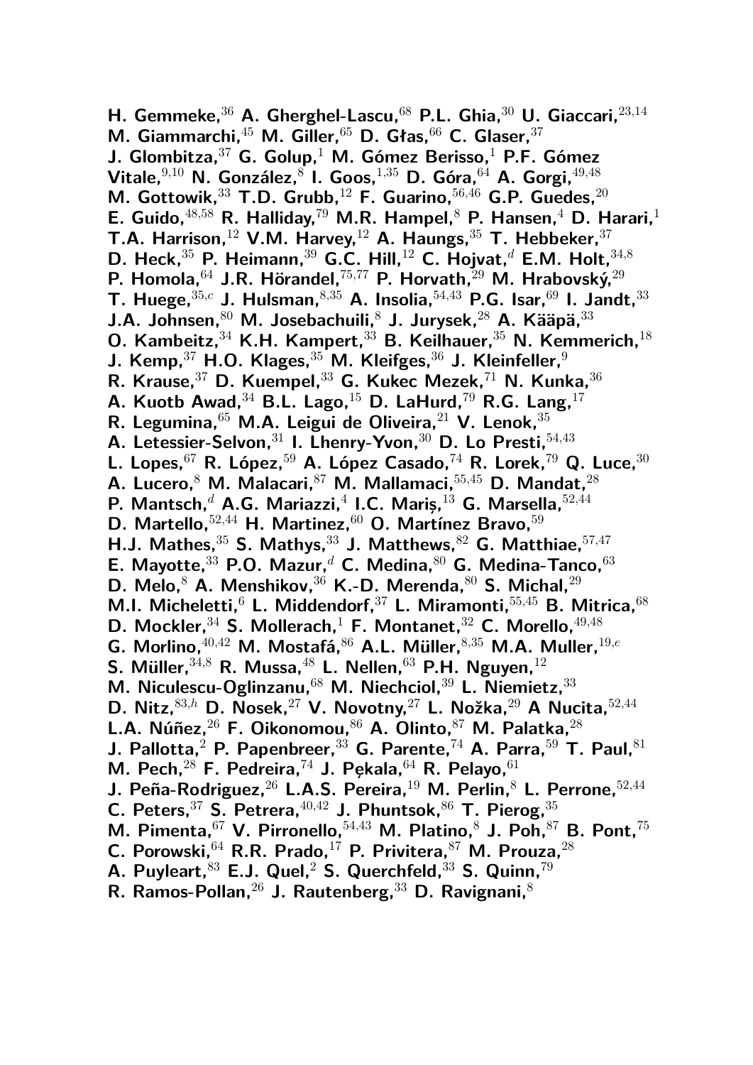**H. Gemmeke,[36] A. Gherghel-Lascu,[68] P.L. Ghia,[30] U. Giaccari,[23,14] M. Giammarchi,[45] M. Giller,[65] D. Głas,[66] C. Glaser,[37] J. Glombitza,[37] G. Golup,[1] M. Gómez Berisso,[1] P.F. Gómez Vitale,[9,10] N. González,[8] I. Goos,[1,35] D. Góra,[64] A. Gorgi,[49,48] M. Gottowik,[33] T.D. Grubb,[12] F. Guarino,[56,46] G.P. Guedes,[20] E. Guido,[48,58] R. Halliday,[79] M.R. Hampel,[8] P. Hansen,[4] D. Harari,[1] T.A. Harrison,[12] V.M. Harvey,[12] A. Haungs,[35] T. Hebbeker,[37] D. Heck,[35] P. Heimann,[39] G.C. Hill,[12] C. Hojvat,[d] E.M. Holt,[34,8] P. Homola,[64] J.R. Hörandel,[75,77] P. Horvath,[29] M. Hrabovský,[29] T. Huege,[35,c] J. Hulsman,[8,35] A. Insolia,[54,43] P.G. Isar,[69] I. Jandt,[33] J.A. Johnsen,[80] M. Josebachuili,[8] J. Jurysek,[28] A. Kääpä,[33] O. Kambeitz,[34] K.H. Kampert,[33] B. Keilhauer,[35] N. Kemmerich,[18] J. Kemp,[37] H.O. Klages,[35] M. Kleifges,[36] J. Kleinfeller,[9] R. Krause,[37] D. Kuempel,[33] G. Kukec Mezek,[71] N. Kunka,[36] A. Kuotb Awad,[34] B.L. Lago,[15] D. LaHurd,[79] R.G. Lang,[17] R. Legumina,[65] M.A. Leigui de Oliveira,[21] V. Lenok,[35] A. Letessier-Selvon,[31] I. Lhenry-Yvon,[30] D. Lo Presti,[54,43] L. Lopes,[67] R. López,[59] A. López Casado,[74] R. Lorek,[79] Q. Luce,[30] A. Lucero,[8] M. Malacari,[87] M. Mallamaci,[55,45] D. Mandat,[28] P. Mantsch,[d] A.G. Mariazzi,[4] I.C. Mariş,[13] G. Marsella,[52,44] D. Martello,[52,44] H. Martinez,[60] O. Martínez Bravo,[59] H.J. Mathes,[35] S. Mathys,[33] J. Matthews,[82] G. Matthiae,[57,47] E. Mayotte,[33] P.O. Mazur,[d] C. Medina,[80] G. Medina-Tanco,[63] D. Melo,[8] A. Menshikov,[36] K.-D. Merenda,[80] S. Michal,[29] M.I. Micheletti,[6] L. Middendorf,[37] L. Miramonti,[55,45] B. Mitrica,[68] D. Mockler,[34] S. Mollerach,[1] F. Montanet,[32] C. Morello,[49,48] G. Morlino,[40,42] M. Mostafá,[86] A.L. Müller,[8,35] M.A. Muller,[19,e] S. Müller,[34,8] R. Mussa,[48] L. Nellen,[63] P.H. Nguyen,[12] M. Niculescu-Oglinzanu,[68] M. Niechciol,[39] L. Niemietz,[33] D. Nitz,[83,h] D. Nosek,[27] V. Novotny,[27] L. Nožka,[29] A Nucita,[52,44] L.A. Núñez,[26] F. Oikonomou,[86] A. Olinto,[87] M. Palatka,[28] J. Pallotta,[2] P. Papenbreer,[33] G. Parente,[74] A. Parra,[59] T. Paul,[81] M. Pech,[28] F. Pedreira,[74] J. Pękala,[64] R. Pelayo,[61] J. Peña-Rodriguez,[26] L.A.S. Pereira,[19] M. Perlin,[8] L. Perrone,[52,44] C. Peters,[37] S. Petrera,[40,42] J. Phuntsok,[86] T. Pierog,[35] M. Pimenta,[67] V. Pirronello,[54,43] M. Platino,[8] J. Poh,[87] B. Pont,[75] C. Porowski,[64] R.R. Prado,[17] P. Privitera,[87] M. Prouza,[28] A. Puyleart,[83] E.J. Quel,[2] S. Querchfeld,[33] S. Quinn,[79] R. Ramos-Pollan,[26] J. Rautenberg,[33] D. Ravignani,[8]**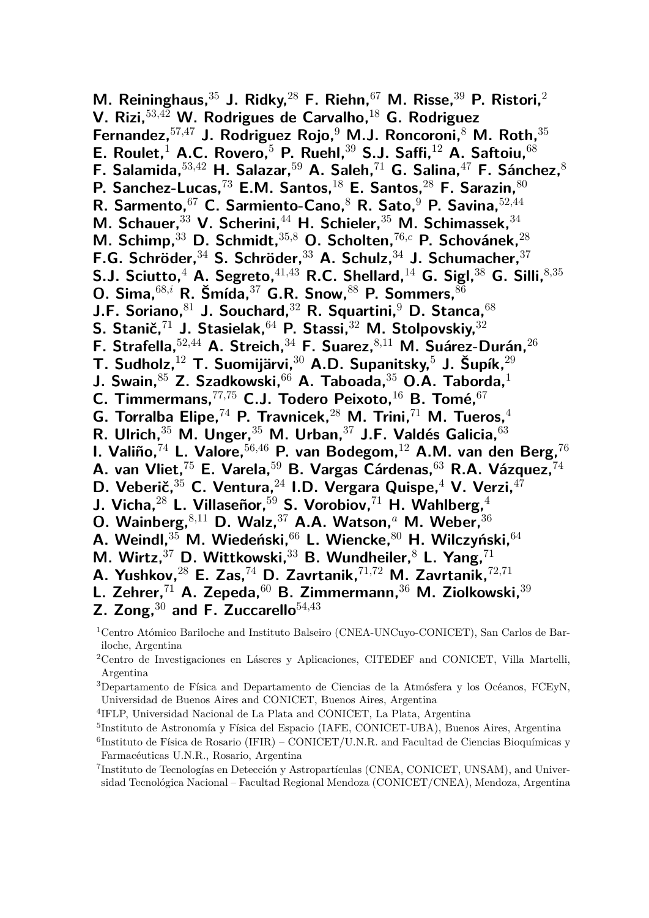**M. Reininghaus,[35] J. Ridky,[28] F. Riehn,[67] M. Risse,[39] P. Ristori,[2] V. Rizi,[53,42] W. Rodrigues de Carvalho,[18] G. Rodriguez Fernandez,[57,47] J. Rodriguez Rojo,[9] M.J. Roncoroni,[8] M. Roth,[35] E. Roulet,[1] A.C. Rovero,[5] P. Ruehl,[39] S.J. Saffi,[12] A. Saftoiu,[68] F. Salamida,[53,42] H. Salazar,[59] A. Saleh,[71] G. Salina,[47] F. Sánchez,[8] P. Sanchez-Lucas,[73] E.M. Santos,[18] E. Santos,[28] F. Sarazin,[80] R. Sarmento,[67] C. Sarmiento-Cano,[8] R. Sato,[9] P. Savina,[52,44] M. Schauer,[33] V. Scherini,[44] H. Schieler,[35] M. Schimassek,[34] M. Schimp,[33] D. Schmidt,[35,8] O. Scholten,[76,c] P. Schovánek,[28] F.G. Schröder,[34] S. Schröder,[33] A. Schulz,[34] J. Schumacher,[37] S.J. Sciutto,[4] A. Segreto,[41,43] R.C. Shellard,[14] G. Sigl,[38] G. Silli,[8,35] O. Sima,[68,i] R. Šmída,[37] G.R. Snow,[88] P. Sommers,[86] J.F. Soriano,[81] J. Souchard,[32] R. Squartini,[9] D. Stanca,[68] S. Stanič,[71] J. Stasielak,[64] P. Stassi,[32] M. Stolpovskiy,[32] F. Strafella,[52,44] A. Streich,[34] F. Suarez,[8,11] M. Suárez-Durán,[26] T. Sudholz,[12] T. Suomijärvi,[30] A.D. Supanitsky,[5] J. Šupík,[29] J. Swain,[85] Z. Szadkowski,[66] A. Taboada,[35] O.A. Taborda,[1] C. Timmermans,[77,75] C.J. Todero Peixoto,[16] B. Tomé,[67] G. Torralba Elipe,[74] P. Travnicek,[28] M. Trini,[71] M. Tueros,[4] R. Ulrich,[35] M. Unger,[35] M. Urban,[37] J.F. Valdés Galicia,[63] I. Valiño,[74] L. Valore,[56,46] P. van Bodegom,[12] A.M. van den Berg,[76] A. van Vliet,[75] E. Varela,[59] B. Vargas Cárdenas,[63] R.A. Vázquez,[74] D. Veberič,[35] C. Ventura,[24] I.D. Vergara Quispe,[4] V. Verzi,[47] J. Vicha,[28] L. Villaseñor,[59] S. Vorobiov,[71] H. Wahlberg,[4] O. Wainberg,[8,11] D. Walz,[37] A.A. Watson,[a] M. Weber,[36] A. Weindl,[35] M. Wiedeński,[66] L. Wiencke,[80] H. Wilczyński,[64] M. Wirtz,[37] D. Wittkowski,[33] B. Wundheiler,[8] L. Yang,[71] A. Yushkov,[28] E. Zas,[74] D. Zavrtanik,[71,72] M. Zavrtanik,[72,71] L. Zehrer,[71] A. Zepeda,[60] B. Zimmermann,[36] M. Ziolkowski,[39] Z. Zong,[30] and F. Zuccarello[54,43]**

[1]Centro Atómico Bariloche and Instituto Balseiro (CNEA-UNCuyo-CONICET), San Carlos de Bariloche, Argentina

[2]Centro de Investigaciones en Láseres y Aplicaciones, CITEDEF and CONICET, Villa Martelli, Argentina

[3]Departamento de Física and Departamento de Ciencias de la Atmósfera y los Océanos, FCEyN, Universidad de Buenos Aires and CONICET, Buenos Aires, Argentina

[4]IFLP, Universidad Nacional de La Plata and CONICET, La Plata, Argentina

[5]Instituto de Astronomía y Física del Espacio (IAFE, CONICET-UBA), Buenos Aires, Argentina

[6]Instituto de Física de Rosario (IFIR) – CONICET/U.N.R. and Facultad de Ciencias Bioquímicas y Farmacéuticas U.N.R., Rosario, Argentina

[7]Instituto de Tecnologías en Detección y Astropartículas (CNEA, CONICET, UNSAM), and Universidad Tecnológica Nacional – Facultad Regional Mendoza (CONICET/CNEA), Mendoza, Argentina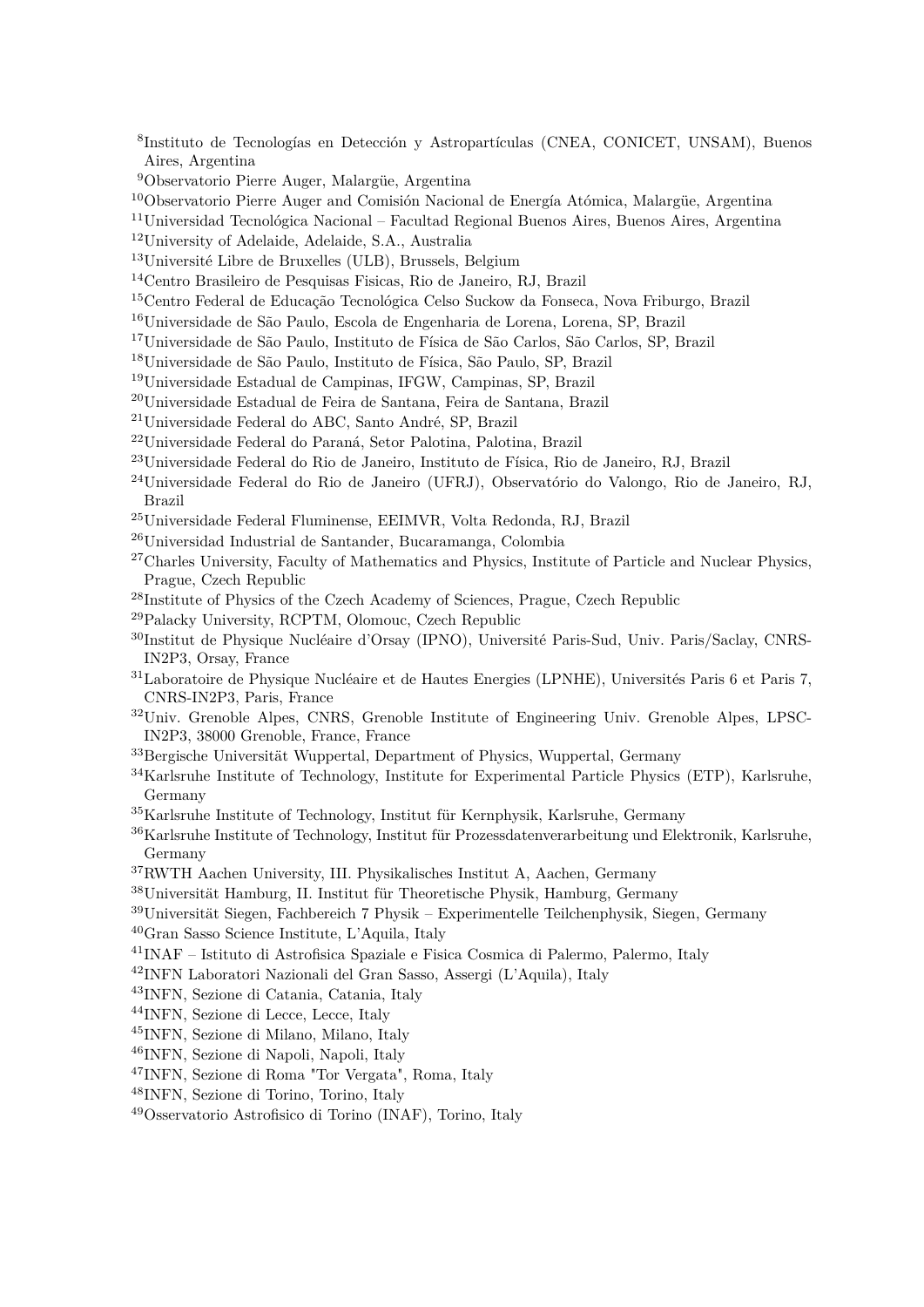[8]Instituto de Tecnologías en Detección y Astropartículas (CNEA, CONICET, UNSAM), Buenos Aires, Argentina

[9]Observatorio Pierre Auger, Malargüe, Argentina

[10]Observatorio Pierre Auger and Comisión Nacional de Energía Atómica, Malargüe, Argentina

[11]Universidad Tecnológica Nacional – Facultad Regional Buenos Aires, Buenos Aires, Argentina

[12]University of Adelaide, Adelaide, S.A., Australia

[13]Université Libre de Bruxelles (ULB), Brussels, Belgium

[14]Centro Brasileiro de Pesquisas Fisicas, Rio de Janeiro, RJ, Brazil

[15]Centro Federal de Educação Tecnológica Celso Suckow da Fonseca, Nova Friburgo, Brazil

[16]Universidade de São Paulo, Escola de Engenharia de Lorena, Lorena, SP, Brazil

[17]Universidade de São Paulo, Instituto de Física de São Carlos, São Carlos, SP, Brazil

[18]Universidade de São Paulo, Instituto de Física, São Paulo, SP, Brazil

[19]Universidade Estadual de Campinas, IFGW, Campinas, SP, Brazil

[20]Universidade Estadual de Feira de Santana, Feira de Santana, Brazil

[21]Universidade Federal do ABC, Santo André, SP, Brazil

[22]Universidade Federal do Paraná, Setor Palotina, Palotina, Brazil

[23]Universidade Federal do Rio de Janeiro, Instituto de Física, Rio de Janeiro, RJ, Brazil

[24]Universidade Federal do Rio de Janeiro (UFRJ), Observatório do Valongo, Rio de Janeiro, RJ, Brazil

[25]Universidade Federal Fluminense, EEIMVR, Volta Redonda, RJ, Brazil

[26]Universidad Industrial de Santander, Bucaramanga, Colombia

[27]Charles University, Faculty of Mathematics and Physics, Institute of Particle and Nuclear Physics, Prague, Czech Republic

[28]Institute of Physics of the Czech Academy of Sciences, Prague, Czech Republic

[29]Palacky University, RCPTM, Olomouc, Czech Republic

[30]Institut de Physique Nucléaire d'Orsay (IPNO), Université Paris-Sud, Univ. Paris/Saclay, CNRS-IN2P3, Orsay, France

[31]Laboratoire de Physique Nucléaire et de Hautes Energies (LPNHE), Universités Paris 6 et Paris 7, CNRS-IN2P3, Paris, France

[32]Univ. Grenoble Alpes, CNRS, Grenoble Institute of Engineering Univ. Grenoble Alpes, LPSC-IN2P3, 38000 Grenoble, France, France

[33]Bergische Universität Wuppertal, Department of Physics, Wuppertal, Germany

[34]Karlsruhe Institute of Technology, Institute for Experimental Particle Physics (ETP), Karlsruhe, Germany

[35]Karlsruhe Institute of Technology, Institut für Kernphysik, Karlsruhe, Germany

[36]Karlsruhe Institute of Technology, Institut für Prozessdatenverarbeitung und Elektronik, Karlsruhe, Germany

[37]RWTH Aachen University, III. Physikalisches Institut A, Aachen, Germany

[38]Universität Hamburg, II. Institut für Theoretische Physik, Hamburg, Germany

[39]Universität Siegen, Fachbereich 7 Physik – Experimentelle Teilchenphysik, Siegen, Germany

[40]Gran Sasso Science Institute, L'Aquila, Italy

[41]INAF – Istituto di Astrofisica Spaziale e Fisica Cosmica di Palermo, Palermo, Italy

[42]INFN Laboratori Nazionali del Gran Sasso, Assergi (L'Aquila), Italy

[43]INFN, Sezione di Catania, Catania, Italy

[44]INFN, Sezione di Lecce, Lecce, Italy

[45]INFN, Sezione di Milano, Milano, Italy

[46]INFN, Sezione di Napoli, Napoli, Italy

[47]INFN, Sezione di Roma "Tor Vergata", Roma, Italy

[48]INFN, Sezione di Torino, Torino, Italy

[49]Osservatorio Astrofisico di Torino (INAF), Torino, Italy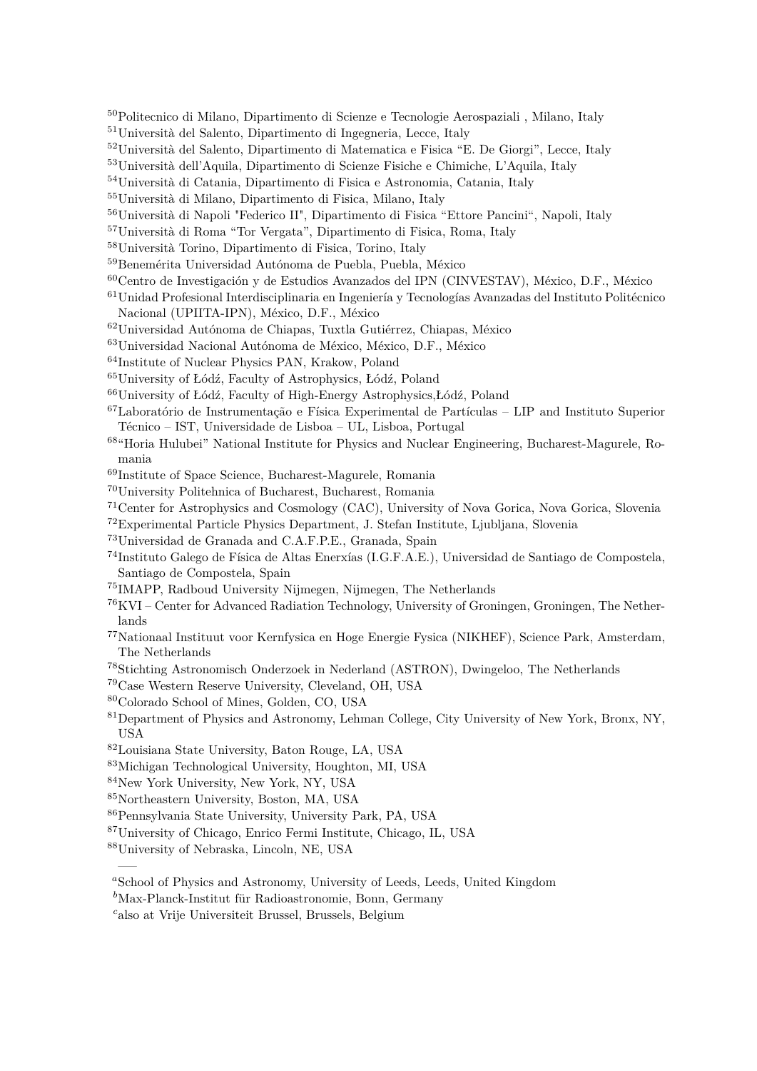[50]Politecnico di Milano, Dipartimento di Scienze e Tecnologie Aerospaziali , Milano, Italy
[51]Università del Salento, Dipartimento di Ingegneria, Lecce, Italy
[52]Università del Salento, Dipartimento di Matematica e Fisica "E. De Giorgi", Lecce, Italy
[53]Università dell'Aquila, Dipartimento di Scienze Fisiche e Chimiche, L'Aquila, Italy
[54]Università di Catania, Dipartimento di Fisica e Astronomia, Catania, Italy
[55]Università di Milano, Dipartimento di Fisica, Milano, Italy
[56]Università di Napoli "Federico II", Dipartimento di Fisica "Ettore Pancini", Napoli, Italy
[57]Università di Roma "Tor Vergata", Dipartimento di Fisica, Roma, Italy
[58]Università Torino, Dipartimento di Fisica, Torino, Italy
[59]Benemérita Universidad Autónoma de Puebla, Puebla, México
[60]Centro de Investigación y de Estudios Avanzados del IPN (CINVESTAV), México, D.F., México
[61]Unidad Profesional Interdisciplinaria en Ingeniería y Tecnologías Avanzadas del Instituto Politécnico Nacional (UPIITA-IPN), México, D.F., México
[62]Universidad Autónoma de Chiapas, Tuxtla Gutiérrez, Chiapas, México
[63]Universidad Nacional Autónoma de México, México, D.F., México
[64]Institute of Nuclear Physics PAN, Krakow, Poland
[65]University of Łódź, Faculty of Astrophysics, Łódź, Poland
[66]University of Łódź, Faculty of High-Energy Astrophysics,Łódź, Poland
[67]Laboratório de Instrumentação e Física Experimental de Partículas – LIP and Instituto Superior Técnico – IST, Universidade de Lisboa – UL, Lisboa, Portugal
[68]"Horia Hulubei" National Institute for Physics and Nuclear Engineering, Bucharest-Magurele, Romania
[69]Institute of Space Science, Bucharest-Magurele, Romania
[70]University Politehnica of Bucharest, Bucharest, Romania
[71]Center for Astrophysics and Cosmology (CAC), University of Nova Gorica, Nova Gorica, Slovenia
[72]Experimental Particle Physics Department, J. Stefan Institute, Ljubljana, Slovenia
[73]Universidad de Granada and C.A.F.P.E., Granada, Spain
[74]Instituto Galego de Física de Altas Enerxías (I.G.F.A.E.), Universidad de Santiago de Compostela, Santiago de Compostela, Spain
[75]IMAPP, Radboud University Nijmegen, Nijmegen, The Netherlands
[76]KVI – Center for Advanced Radiation Technology, University of Groningen, Groningen, The Netherlands
[77]Nationaal Instituut voor Kernfysica en Hoge Energie Fysica (NIKHEF), Science Park, Amsterdam, The Netherlands
[78]Stichting Astronomisch Onderzoek in Nederland (ASTRON), Dwingeloo, The Netherlands
[79]Case Western Reserve University, Cleveland, OH, USA
[80]Colorado School of Mines, Golden, CO, USA
[81]Department of Physics and Astronomy, Lehman College, City University of New York, Bronx, NY, USA
[82]Louisiana State University, Baton Rouge, LA, USA
[83]Michigan Technological University, Houghton, MI, USA
[84]New York University, New York, NY, USA
[85]Northeastern University, Boston, MA, USA
[86]Pennsylvania State University, University Park, PA, USA
[87]University of Chicago, Enrico Fermi Institute, Chicago, IL, USA
[88]University of Nebraska, Lincoln, NE, USA

—–

[a]School of Physics and Astronomy, University of Leeds, Leeds, United Kingdom
[b]Max-Planck-Institut für Radioastronomie, Bonn, Germany
[c]also at Vrije Universiteit Brussel, Brussels, Belgium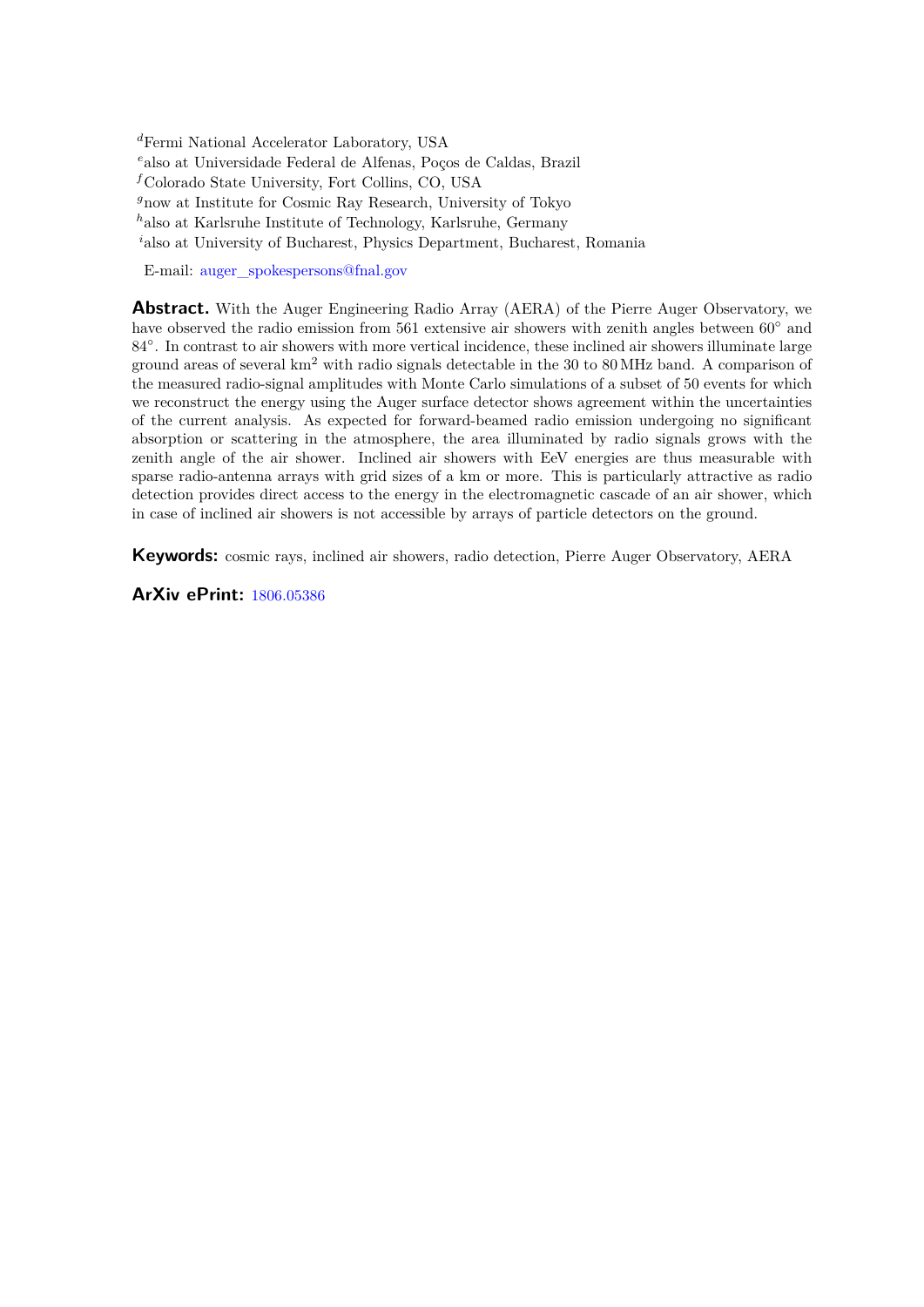[d]Fermi National Accelerator Laboratory, USA
[e]also at Universidade Federal de Alfenas, Poços de Caldas, Brazil
[f]Colorado State University, Fort Collins, CO, USA
[g]now at Institute for Cosmic Ray Research, University of Tokyo
[h]also at Karlsruhe Institute of Technology, Karlsruhe, Germany
[i]also at University of Bucharest, Physics Department, Bucharest, Romania

E-mail: auger_spokespersons@fnal.gov

**Abstract.** With the Auger Engineering Radio Array (AERA) of the Pierre Auger Observatory, we have observed the radio emission from 561 extensive air showers with zenith angles between 60° and 84°. In contrast to air showers with more vertical incidence, these inclined air showers illuminate large ground areas of several $\text{km}^2$ with radio signals detectable in the 30 to 80 MHz band. A comparison of the measured radio-signal amplitudes with Monte Carlo simulations of a subset of 50 events for which we reconstruct the energy using the Auger surface detector shows agreement within the uncertainties of the current analysis. As expected for forward-beamed radio emission undergoing no significant absorption or scattering in the atmosphere, the area illuminated by radio signals grows with the zenith angle of the air shower. Inclined air showers with EeV energies are thus measurable with sparse radio-antenna arrays with grid sizes of a km or more. This is particularly attractive as radio detection provides direct access to the energy in the electromagnetic cascade of an air shower, which in case of inclined air showers is not accessible by arrays of particle detectors on the ground.

**Keywords:** cosmic rays, inclined air showers, radio detection, Pierre Auger Observatory, AERA

**ArXiv ePrint:** 1806.05386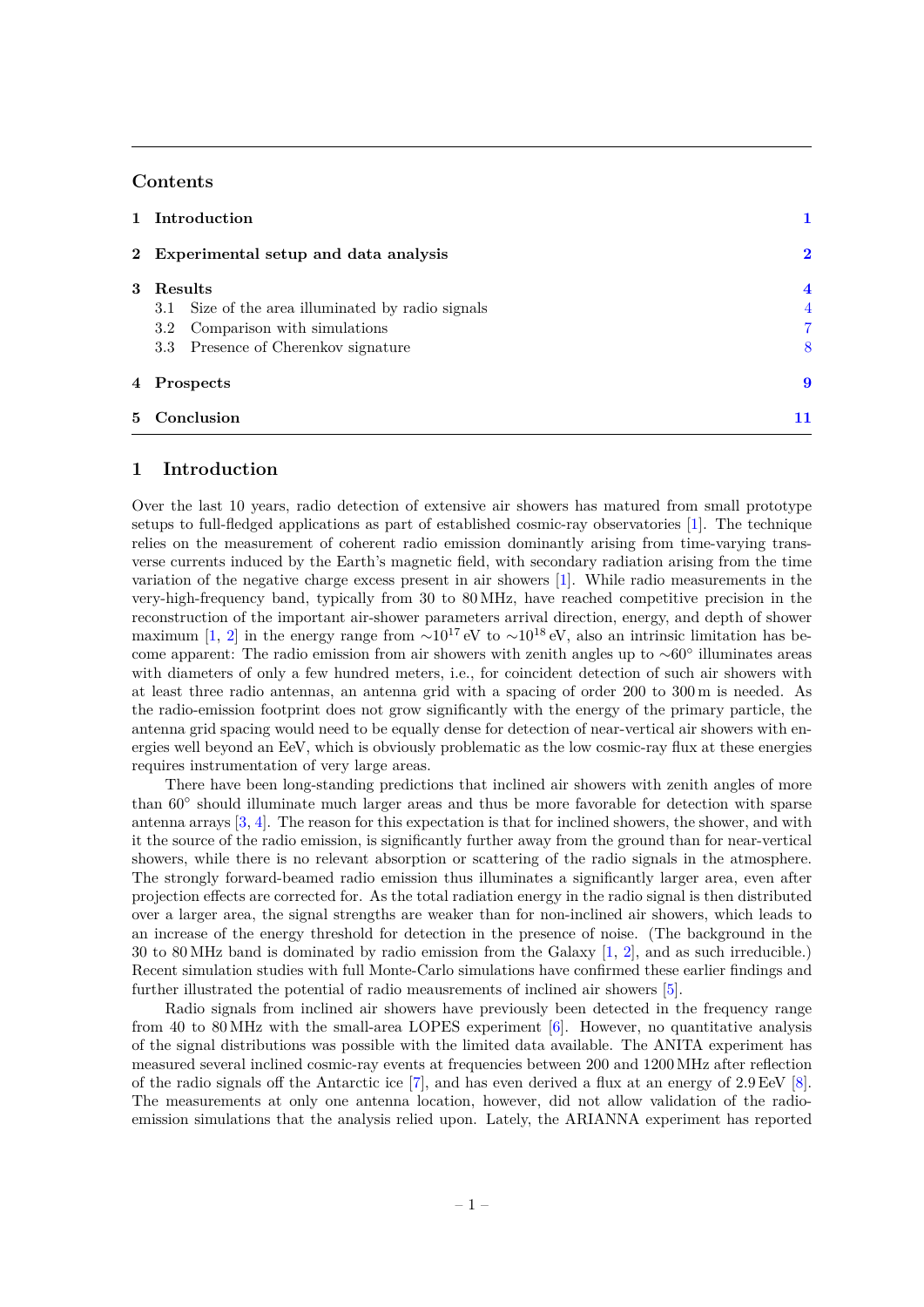## Contents

| | | |
|---|---|---|
| **1** | **Introduction** | **1** |
| **2** | **Experimental setup and data analysis** | **2** |
| **3** | **Results** | **4** |
| | 3.1 Size of the area illuminated by radio signals | 4 |
| | 3.2 Comparison with simulations | 7 |
| | 3.3 Presence of Cherenkov signature | 8 |
| **4** | **Prospects** | **9** |
| **5** | **Conclusion** | **11** |

## 1 Introduction

Over the last 10 years, radio detection of extensive air showers has matured from small prototype setups to full-fledged applications as part of established cosmic-ray observatories [1]. The technique relies on the measurement of coherent radio emission dominantly arising from time-varying transverse currents induced by the Earth's magnetic field, with secondary radiation arising from the time variation of the negative charge excess present in air showers [1]. While radio measurements in the very-high-frequency band, typically from 30 to 80 MHz, have reached competitive precision in the reconstruction of the important air-shower parameters arrival direction, energy, and depth of shower maximum [1, 2] in the energy range from $\sim 10^{17}$ eV to $\sim 10^{18}$ eV, also an intrinsic limitation has become apparent: The radio emission from air showers with zenith angles up to $\sim 60°$ illuminates areas with diameters of only a few hundred meters, i.e., for coincident detection of such air showers with at least three radio antennas, an antenna grid with a spacing of order 200 to 300 m is needed. As the radio-emission footprint does not grow significantly with the energy of the primary particle, the antenna grid spacing would need to be equally dense for detection of near-vertical air showers with energies well beyond an EeV, which is obviously problematic as the low cosmic-ray flux at these energies requires instrumentation of very large areas.

There have been long-standing predictions that inclined air showers with zenith angles of more than 60° should illuminate much larger areas and thus be more favorable for detection with sparse antenna arrays [3, 4]. The reason for this expectation is that for inclined showers, the shower, and with it the source of the radio emission, is significantly further away from the ground than for near-vertical showers, while there is no relevant absorption or scattering of the radio signals in the atmosphere. The strongly forward-beamed radio emission thus illuminates a significantly larger area, even after projection effects are corrected for. As the total radiation energy in the radio signal is then distributed over a larger area, the signal strengths are weaker than for non-inclined air showers, which leads to an increase of the energy threshold for detection in the presence of noise. (The background in the 30 to 80 MHz band is dominated by radio emission from the Galaxy [1, 2], and as such irreducible.) Recent simulation studies with full Monte-Carlo simulations have confirmed these earlier findings and further illustrated the potential of radio meausrements of inclined air showers [5].

Radio signals from inclined air showers have previously been detected in the frequency range from 40 to 80 MHz with the small-area LOPES experiment [6]. However, no quantitative analysis of the signal distributions was possible with the limited data available. The ANITA experiment has measured several inclined cosmic-ray events at frequencies between 200 and 1200 MHz after reflection of the radio signals off the Antarctic ice [7], and has even derived a flux at an energy of 2.9 EeV [8]. The measurements at only one antenna location, however, did not allow validation of the radio-emission simulations that the analysis relied upon. Lately, the ARIANNA experiment has reported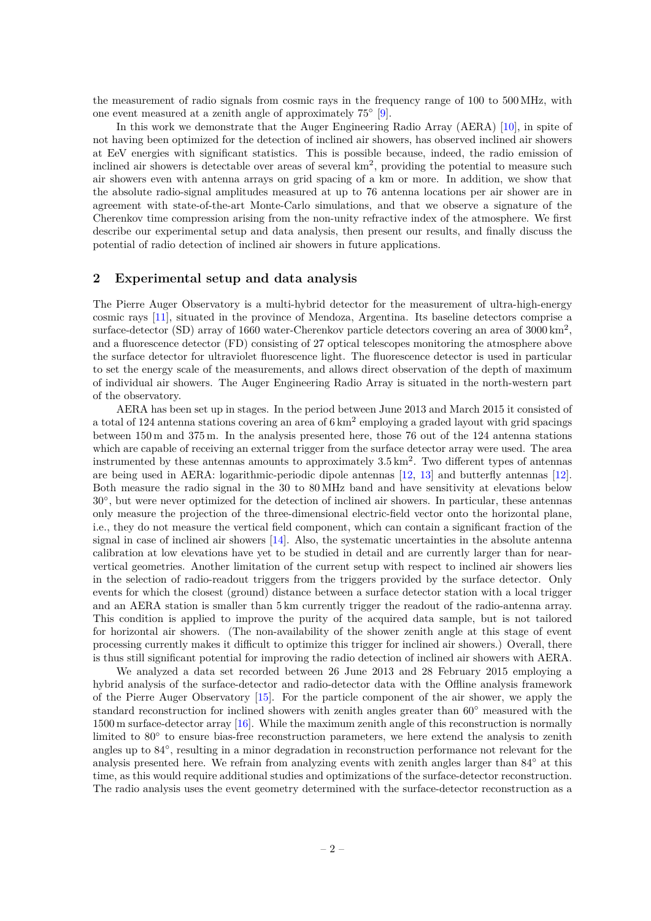the measurement of radio signals from cosmic rays in the frequency range of 100 to 500 MHz, with one event measured at a zenith angle of approximately 75° [9].

In this work we demonstrate that the Auger Engineering Radio Array (AERA) [10], in spite of not having been optimized for the detection of inclined air showers, has observed inclined air showers at EeV energies with significant statistics. This is possible because, indeed, the radio emission of inclined air showers is detectable over areas of several $km^2$, providing the potential to measure such air showers even with antenna arrays on grid spacing of a km or more. In addition, we show that the absolute radio-signal amplitudes measured at up to 76 antenna locations per air shower are in agreement with state-of-the-art Monte-Carlo simulations, and that we observe a signature of the Cherenkov time compression arising from the non-unity refractive index of the atmosphere. We first describe our experimental setup and data analysis, then present our results, and finally discuss the potential of radio detection of inclined air showers in future applications.

## 2 Experimental setup and data analysis

The Pierre Auger Observatory is a multi-hybrid detector for the measurement of ultra-high-energy cosmic rays [11], situated in the province of Mendoza, Argentina. Its baseline detectors comprise a surface-detector (SD) array of 1660 water-Cherenkov particle detectors covering an area of 3000 $km^2$, and a fluorescence detector (FD) consisting of 27 optical telescopes monitoring the atmosphere above the surface detector for ultraviolet fluorescence light. The fluorescence detector is used in particular to set the energy scale of the measurements, and allows direct observation of the depth of maximum of individual air showers. The Auger Engineering Radio Array is situated in the north-western part of the observatory.

AERA has been set up in stages. In the period between June 2013 and March 2015 it consisted of a total of 124 antenna stations covering an area of 6 $km^2$ employing a graded layout with grid spacings between 150 m and 375 m. In the analysis presented here, those 76 out of the 124 antenna stations which are capable of receiving an external trigger from the surface detector array were used. The area instrumented by these antennas amounts to approximately 3.5 $km^2$. Two different types of antennas are being used in AERA: logarithmic-periodic dipole antennas [12, 13] and butterfly antennas [12]. Both measure the radio signal in the 30 to 80 MHz band and have sensitivity at elevations below 30°, but were never optimized for the detection of inclined air showers. In particular, these antennas only measure the projection of the three-dimensional electric-field vector onto the horizontal plane, i.e., they do not measure the vertical field component, which can contain a significant fraction of the signal in case of inclined air showers [14]. Also, the systematic uncertainties in the absolute antenna calibration at low elevations have yet to be studied in detail and are currently larger than for near-vertical geometries. Another limitation of the current setup with respect to inclined air showers lies in the selection of radio-readout triggers from the triggers provided by the surface detector. Only events for which the closest (ground) distance between a surface detector station with a local trigger and an AERA station is smaller than 5 km currently trigger the readout of the radio-antenna array. This condition is applied to improve the purity of the acquired data sample, but is not tailored for horizontal air showers. (The non-availability of the shower zenith angle at this stage of event processing currently makes it difficult to optimize this trigger for inclined air showers.) Overall, there is thus still significant potential for improving the radio detection of inclined air showers with AERA.

We analyzed a data set recorded between 26 June 2013 and 28 February 2015 employing a hybrid analysis of the surface-detector and radio-detector data with the Offline analysis framework of the Pierre Auger Observatory [15]. For the particle component of the air shower, we apply the standard reconstruction for inclined showers with zenith angles greater than 60° measured with the 1500 m surface-detector array [16]. While the maximum zenith angle of this reconstruction is normally limited to 80° to ensure bias-free reconstruction parameters, we here extend the analysis to zenith angles up to 84°, resulting in a minor degradation in reconstruction performance not relevant for the analysis presented here. We refrain from analyzing events with zenith angles larger than 84° at this time, as this would require additional studies and optimizations of the surface-detector reconstruction. The radio analysis uses the event geometry determined with the surface-detector reconstruction as a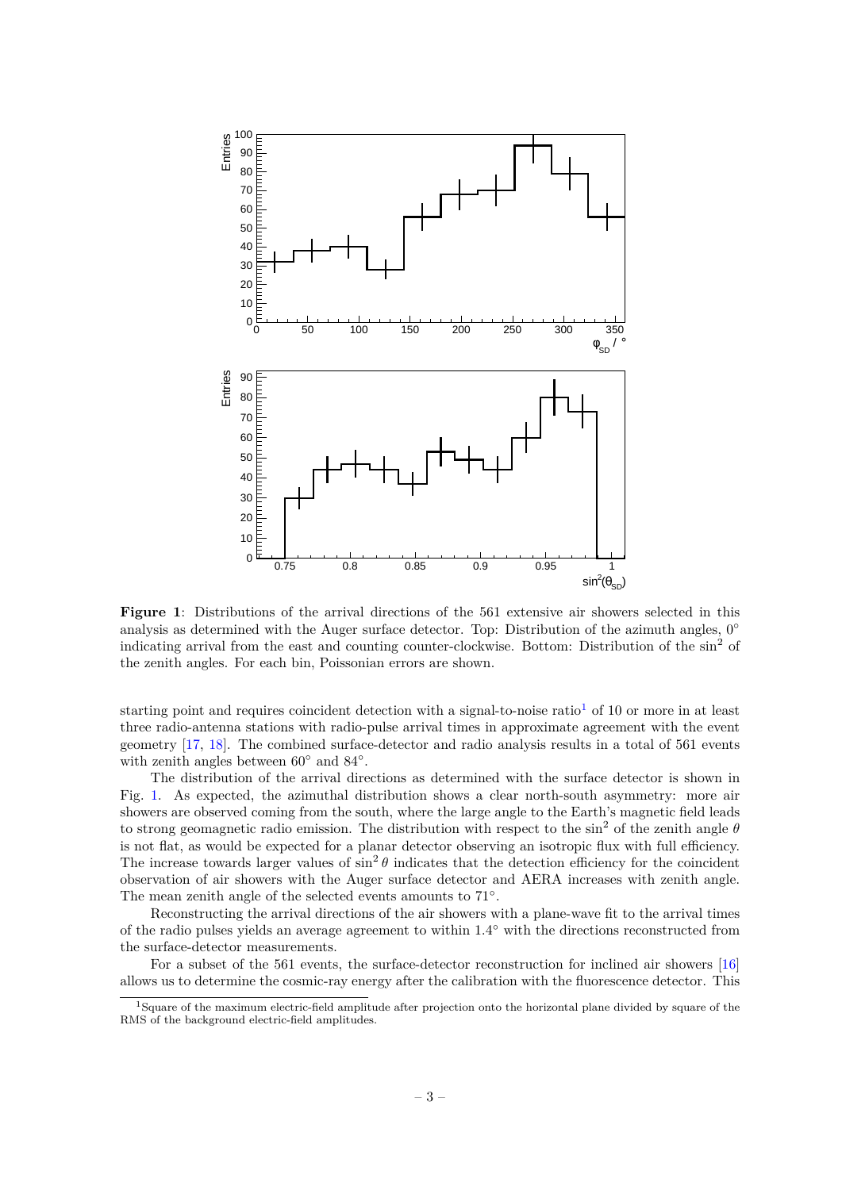**Figure 1**: Distributions of the arrival directions of the 561 extensive air showers selected in this analysis as determined with the Auger surface detector. Top: Distribution of the azimuth angles, 0° indicating arrival from the east and counting counter-clockwise. Bottom: Distribution of the $\sin^2$ of the zenith angles. For each bin, Poissonian errors are shown.

starting point and requires coincident detection with a signal-to-noise ratio[1] of 10 or more in at least three radio-antenna stations with radio-pulse arrival times in approximate agreement with the event geometry [17, 18]. The combined surface-detector and radio analysis results in a total of 561 events with zenith angles between 60° and 84°.

The distribution of the arrival directions as determined with the surface detector is shown in Fig. 1. As expected, the azimuthal distribution shows a clear north-south asymmetry: more air showers are observed coming from the south, where the large angle to the Earth's magnetic field leads to strong geomagnetic radio emission. The distribution with respect to the $\sin^2$ of the zenith angle $\theta$ is not flat, as would be expected for a planar detector observing an isotropic flux with full efficiency. The increase towards larger values of $\sin^2\theta$ indicates that the detection efficiency for the coincident observation of air showers with the Auger surface detector and AERA increases with zenith angle. The mean zenith angle of the selected events amounts to 71°.

Reconstructing the arrival directions of the air showers with a plane-wave fit to the arrival times of the radio pulses yields an average agreement to within 1.4° with the directions reconstructed from the surface-detector measurements.

For a subset of the 561 events, the surface-detector reconstruction for inclined air showers [16] allows us to determine the cosmic-ray energy after the calibration with the fluorescence detector. This

[1] Square of the maximum electric-field amplitude after projection onto the horizontal plane divided by square of the RMS of the background electric-field amplitudes.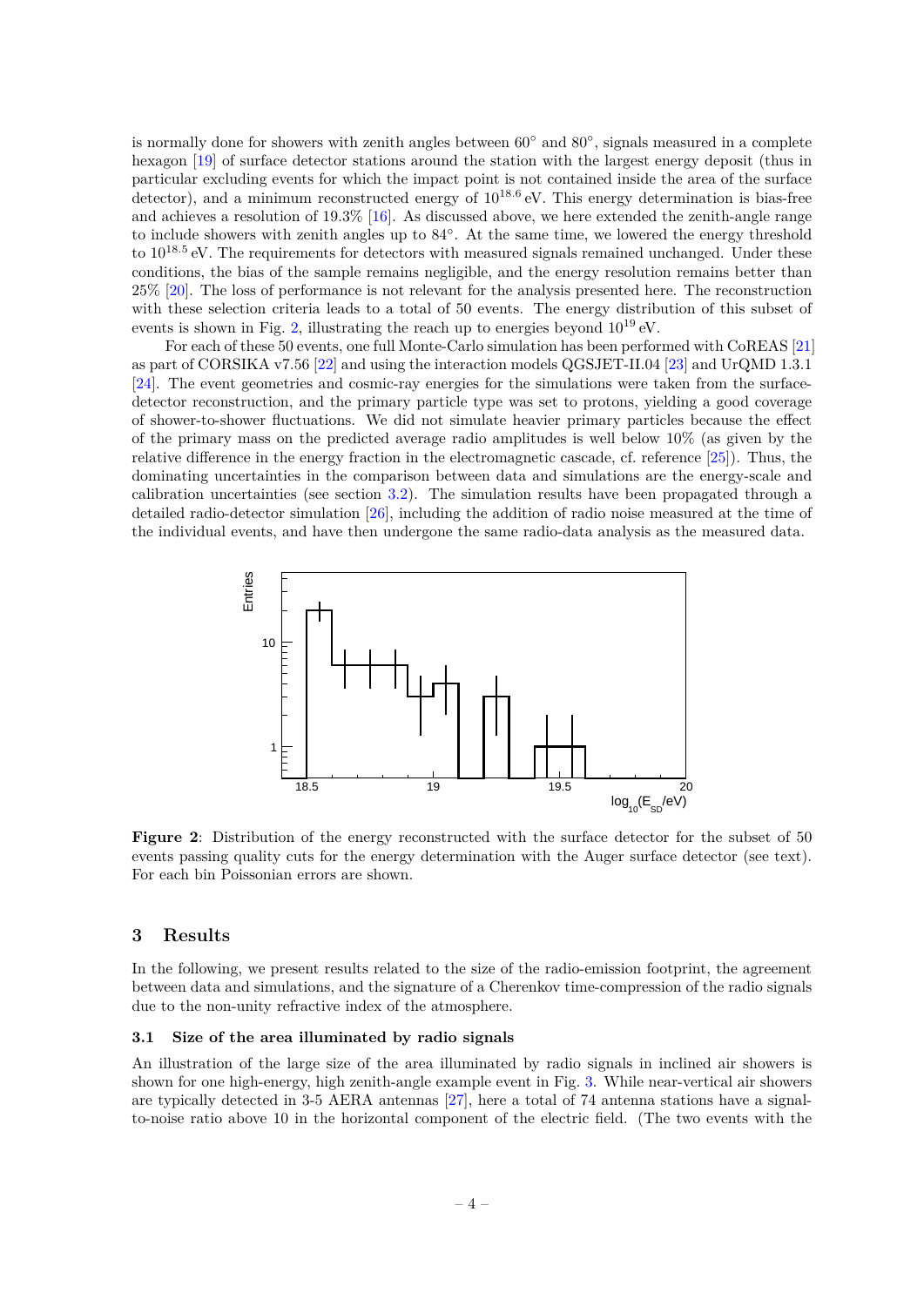is normally done for showers with zenith angles between 60° and 80°, signals measured in a complete hexagon [19] of surface detector stations around the station with the largest energy deposit (thus in particular excluding events for which the impact point is not contained inside the area of the surface detector), and a minimum reconstructed energy of $10^{18.6}$ eV. This energy determination is bias-free and achieves a resolution of 19.3% [16]. As discussed above, we here extended the zenith-angle range to include showers with zenith angles up to 84°. At the same time, we lowered the energy threshold to $10^{18.5}$ eV. The requirements for detectors with measured signals remained unchanged. Under these conditions, the bias of the sample remains negligible, and the energy resolution remains better than 25% [20]. The loss of performance is not relevant for the analysis presented here. The reconstruction with these selection criteria leads to a total of 50 events. The energy distribution of this subset of events is shown in Fig. 2, illustrating the reach up to energies beyond $10^{19}$ eV.

For each of these 50 events, one full Monte-Carlo simulation has been performed with CoREAS [21] as part of CORSIKA v7.56 [22] and using the interaction models QGSJET-II.04 [23] and UrQMD 1.3.1 [24]. The event geometries and cosmic-ray energies for the simulations were taken from the surface-detector reconstruction, and the primary particle type was set to protons, yielding a good coverage of shower-to-shower fluctuations. We did not simulate heavier primary particles because the effect of the primary mass on the predicted average radio amplitudes is well below 10% (as given by the relative difference in the energy fraction in the electromagnetic cascade, cf. reference [25]). Thus, the dominating uncertainties in the comparison between data and simulations are the energy-scale and calibration uncertainties (see section 3.2). The simulation results have been propagated through a detailed radio-detector simulation [26], including the addition of radio noise measured at the time of the individual events, and have then undergone the same radio-data analysis as the measured data.

**Figure 2**: Distribution of the energy reconstructed with the surface detector for the subset of 50 events passing quality cuts for the energy determination with the Auger surface detector (see text). For each bin Poissonian errors are shown.

## 3 Results

In the following, we present results related to the size of the radio-emission footprint, the agreement between data and simulations, and the signature of a Cherenkov time-compression of the radio signals due to the non-unity refractive index of the atmosphere.

### 3.1 Size of the area illuminated by radio signals

An illustration of the large size of the area illuminated by radio signals in inclined air showers is shown for one high-energy, high zenith-angle example event in Fig. 3. While near-vertical air showers are typically detected in 3-5 AERA antennas [27], here a total of 74 antenna stations have a signal-to-noise ratio above 10 in the horizontal component of the electric field. (The two events with the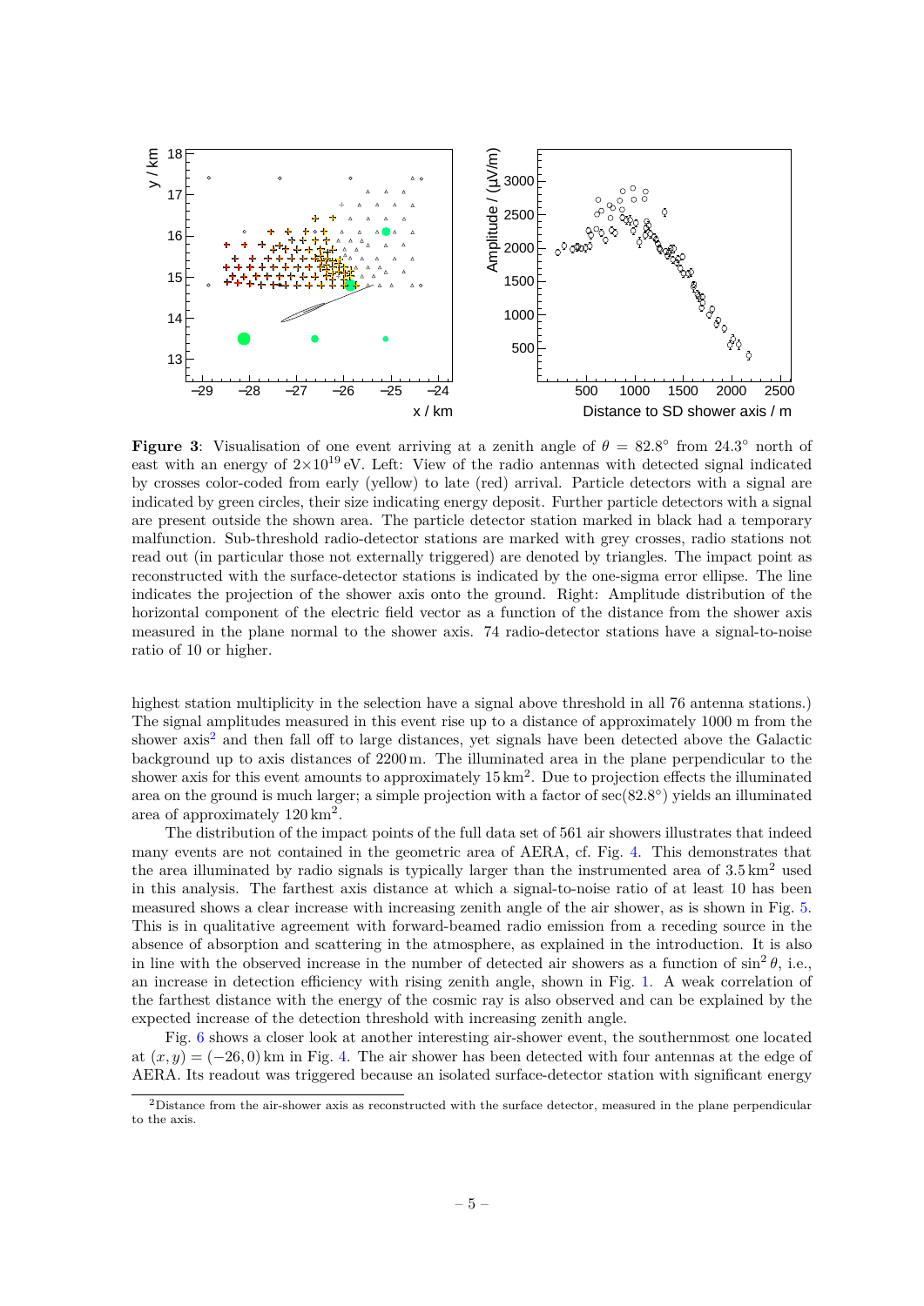**Figure 3**: Visualisation of one event arriving at a zenith angle of $\theta = 82.8^\circ$ from $24.3^\circ$ north of east with an energy of $2{\times}10^{19}$ eV. Left: View of the radio antennas with detected signal indicated by crosses color-coded from early (yellow) to late (red) arrival. Particle detectors with a signal are indicated by green circles, their size indicating energy deposit. Further particle detectors with a signal are present outside the shown area. The particle detector station marked in black had a temporary malfunction. Sub-threshold radio-detector stations are marked with grey crosses, radio stations not read out (in particular those not externally triggered) are denoted by triangles. The impact point as reconstructed with the surface-detector stations is indicated by the one-sigma error ellipse. The line indicates the projection of the shower axis onto the ground. Right: Amplitude distribution of the horizontal component of the electric field vector as a function of the distance from the shower axis measured in the plane normal to the shower axis. 74 radio-detector stations have a signal-to-noise ratio of 10 or higher.

highest station multiplicity in the selection have a signal above threshold in all 76 antenna stations.) The signal amplitudes measured in this event rise up to a distance of approximately 1000 m from the shower axis[2] and then fall off to large distances, yet signals have been detected above the Galactic background up to axis distances of 2200 m. The illuminated area in the plane perpendicular to the shower axis for this event amounts to approximately 15 km$^2$. Due to projection effects the illuminated area on the ground is much larger; a simple projection with a factor of $\sec(82.8^\circ)$ yields an illuminated area of approximately 120 km$^2$.

The distribution of the impact points of the full data set of 561 air showers illustrates that indeed many events are not contained in the geometric area of AERA, cf. Fig. 4. This demonstrates that the area illuminated by radio signals is typically larger than the instrumented area of 3.5 km$^2$ used in this analysis. The farthest axis distance at which a signal-to-noise ratio of at least 10 has been measured shows a clear increase with increasing zenith angle of the air shower, as is shown in Fig. 5. This is in qualitative agreement with forward-beamed radio emission from a receding source in the absence of absorption and scattering in the atmosphere, as explained in the introduction. It is also in line with the observed increase in the number of detected air showers as a function of $\sin^2\theta$, i.e., an increase in detection efficiency with rising zenith angle, shown in Fig. 1. A weak correlation of the farthest distance with the energy of the cosmic ray is also observed and can be explained by the expected increase of the detection threshold with increasing zenith angle.

Fig. 6 shows a closer look at another interesting air-shower event, the southernmost one located at $(x, y) = (-26, 0)$ km in Fig. 4. The air shower has been detected with four antennas at the edge of AERA. Its readout was triggered because an isolated surface-detector station with significant energy

[2] Distance from the air-shower axis as reconstructed with the surface detector, measured in the plane perpendicular to the axis.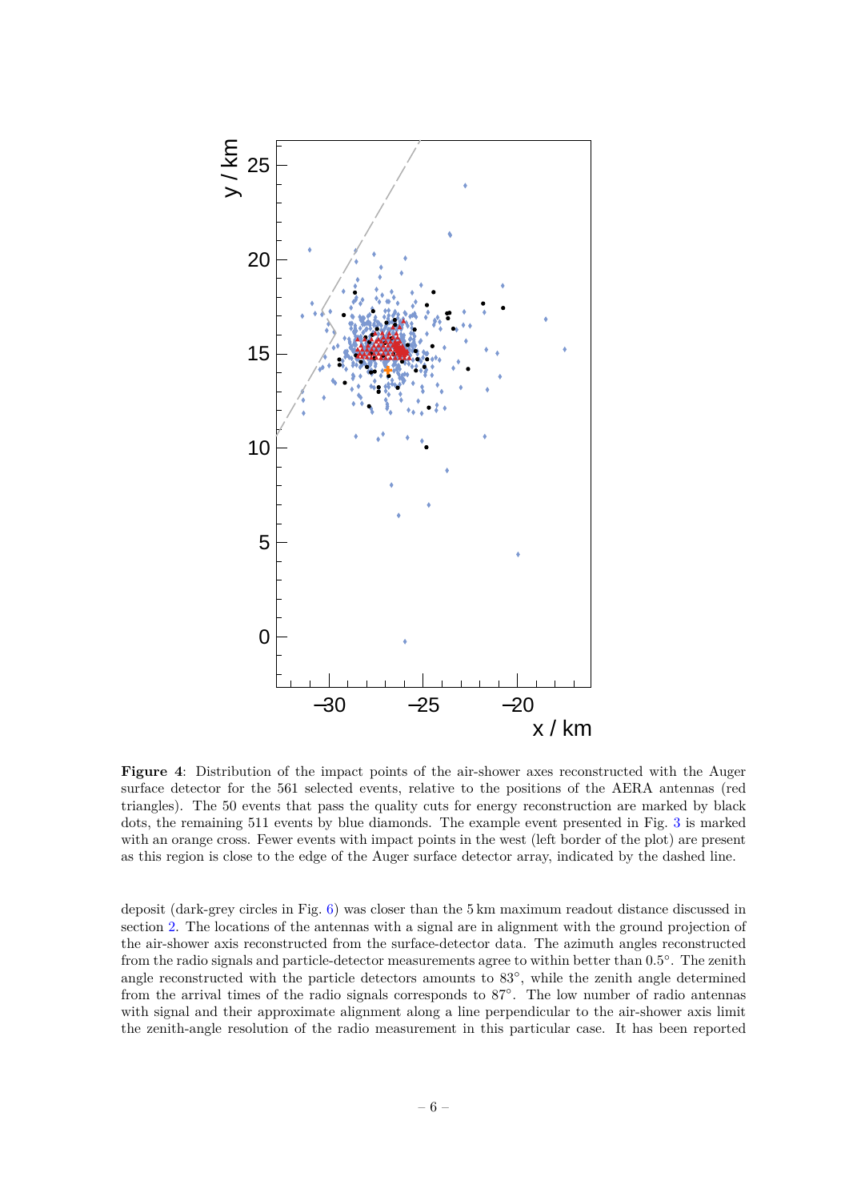**Figure 4**: Distribution of the impact points of the air-shower axes reconstructed with the Auger surface detector for the 561 selected events, relative to the positions of the AERA antennas (red triangles). The 50 events that pass the quality cuts for energy reconstruction are marked by black dots, the remaining 511 events by blue diamonds. The example event presented in Fig. 3 is marked with an orange cross. Fewer events with impact points in the west (left border of the plot) are present as this region is close to the edge of the Auger surface detector array, indicated by the dashed line.

deposit (dark-grey circles in Fig. 6) was closer than the 5 km maximum readout distance discussed in section 2. The locations of the antennas with a signal are in alignment with the ground projection of the air-shower axis reconstructed from the surface-detector data. The azimuth angles reconstructed from the radio signals and particle-detector measurements agree to within better than 0.5°. The zenith angle reconstructed with the particle detectors amounts to 83°, while the zenith angle determined from the arrival times of the radio signals corresponds to 87°. The low number of radio antennas with signal and their approximate alignment along a line perpendicular to the air-shower axis limit the zenith-angle resolution of the radio measurement in this particular case. It has been reported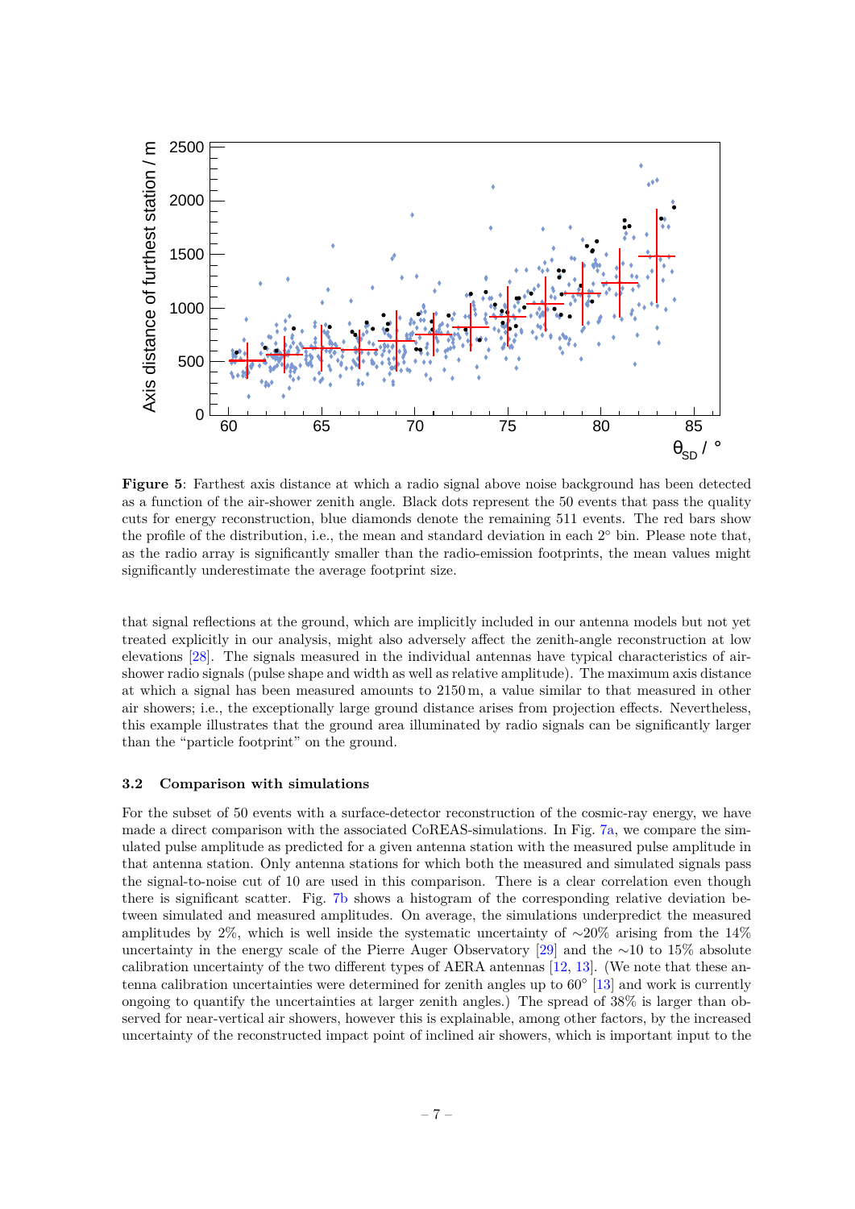**Figure 5**: Farthest axis distance at which a radio signal above noise background has been detected as a function of the air-shower zenith angle. Black dots represent the 50 events that pass the quality cuts for energy reconstruction, blue diamonds denote the remaining 511 events. The red bars show the profile of the distribution, i.e., the mean and standard deviation in each 2° bin. Please note that, as the radio array is significantly smaller than the radio-emission footprints, the mean values might significantly underestimate the average footprint size.

that signal reflections at the ground, which are implicitly included in our antenna models but not yet treated explicitly in our analysis, might also adversely affect the zenith-angle reconstruction at low elevations [28]. The signals measured in the individual antennas have typical characteristics of air-shower radio signals (pulse shape and width as well as relative amplitude). The maximum axis distance at which a signal has been measured amounts to 2150 m, a value similar to that measured in other air showers; i.e., the exceptionally large ground distance arises from projection effects. Nevertheless, this example illustrates that the ground area illuminated by radio signals can be significantly larger than the "particle footprint" on the ground.

### 3.2 Comparison with simulations

For the subset of 50 events with a surface-detector reconstruction of the cosmic-ray energy, we have made a direct comparison with the associated CoREAS-simulations. In Fig. 7a, we compare the simulated pulse amplitude as predicted for a given antenna station with the measured pulse amplitude in that antenna station. Only antenna stations for which both the measured and simulated signals pass the signal-to-noise cut of 10 are used in this comparison. There is a clear correlation even though there is significant scatter. Fig. 7b shows a histogram of the corresponding relative deviation between simulated and measured amplitudes. On average, the simulations underpredict the measured amplitudes by 2%, which is well inside the systematic uncertainty of ∼20% arising from the 14% uncertainty in the energy scale of the Pierre Auger Observatory [29] and the ∼10 to 15% absolute calibration uncertainty of the two different types of AERA antennas [12, 13]. (We note that these antenna calibration uncertainties were determined for zenith angles up to 60° [13] and work is currently ongoing to quantify the uncertainties at larger zenith angles.) The spread of 38% is larger than observed for near-vertical air showers, however this is explainable, among other factors, by the increased uncertainty of the reconstructed impact point of inclined air showers, which is important input to the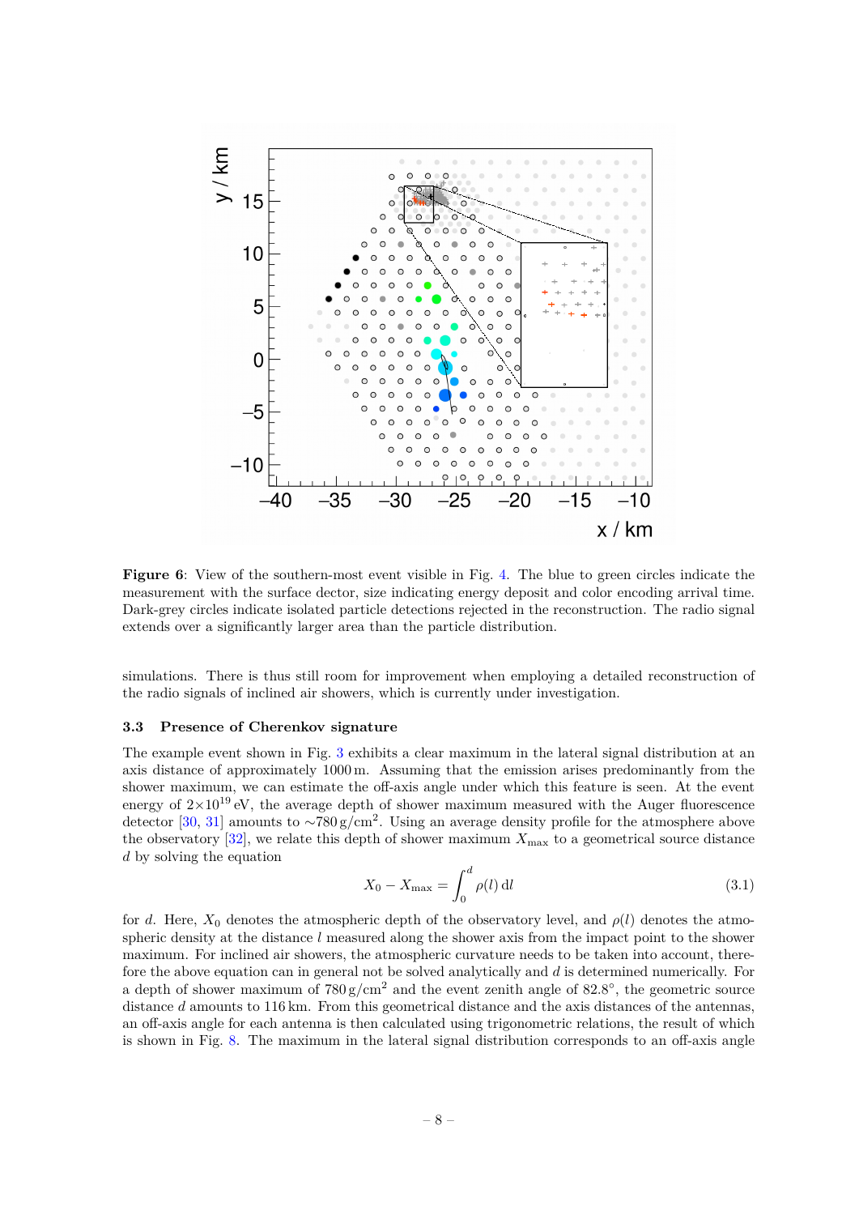**Figure 6**: View of the southern-most event visible in Fig. 4. The blue to green circles indicate the measurement with the surface dector, size indicating energy deposit and color encoding arrival time. Dark-grey circles indicate isolated particle detections rejected in the reconstruction. The radio signal extends over a significantly larger area than the particle distribution.

simulations. There is thus still room for improvement when employing a detailed reconstruction of the radio signals of inclined air showers, which is currently under investigation.

### 3.3 Presence of Cherenkov signature

The example event shown in Fig. 3 exhibits a clear maximum in the lateral signal distribution at an axis distance of approximately 1000 m. Assuming that the emission arises predominantly from the shower maximum, we can estimate the off-axis angle under which this feature is seen. At the event energy of $2{\times}10^{19}$ eV, the average depth of shower maximum measured with the Auger fluorescence detector [30, 31] amounts to $\sim$780 g/cm$^2$. Using an average density profile for the atmosphere above the observatory [32], we relate this depth of shower maximum $X_{\max}$ to a geometrical source distance $d$ by solving the equation

$$X_0 - X_{\max} = \int_0^d \rho(l)\,\mathrm{d}l \tag{3.1}$$

for $d$. Here, $X_0$ denotes the atmospheric depth of the observatory level, and $\rho(l)$ denotes the atmospheric density at the distance $l$ measured along the shower axis from the impact point to the shower maximum. For inclined air showers, the atmospheric curvature needs to be taken into account, therefore the above equation can in general not be solved analytically and $d$ is determined numerically. For a depth of shower maximum of 780 g/cm$^2$ and the event zenith angle of 82.8°, the geometric source distance $d$ amounts to 116 km. From this geometrical distance and the axis distances of the antennas, an off-axis angle for each antenna is then calculated using trigonometric relations, the result of which is shown in Fig. 8. The maximum in the lateral signal distribution corresponds to an off-axis angle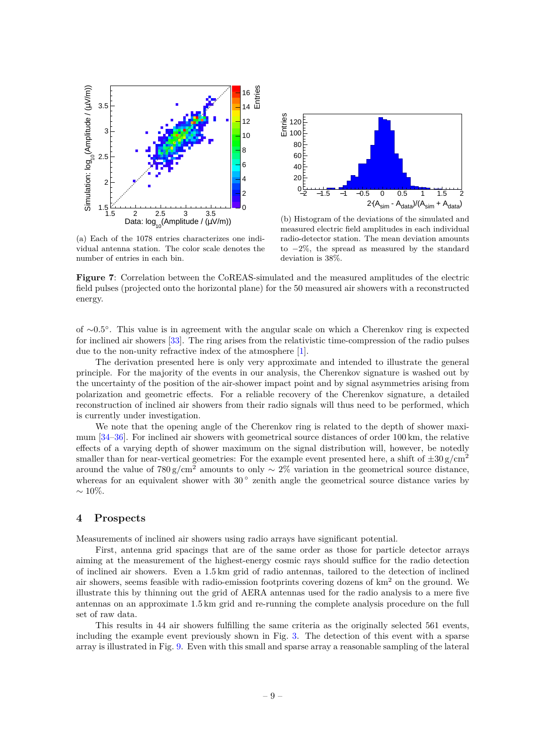(a) Each of the 1078 entries characterizes one individual antenna station. The color scale denotes the number of entries in each bin.

(b) Histogram of the deviations of the simulated and measured electric field amplitudes in each individual radio-detector station. The mean deviation amounts to −2%, the spread as measured by the standard deviation is 38%.

**Figure 7**: Correlation between the CoREAS-simulated and the measured amplitudes of the electric field pulses (projected onto the horizontal plane) for the 50 measured air showers with a reconstructed energy.

of ∼0.5°. This value is in agreement with the angular scale on which a Cherenkov ring is expected for inclined air showers [33]. The ring arises from the relativistic time-compression of the radio pulses due to the non-unity refractive index of the atmosphere [1].

The derivation presented here is only very approximate and intended to illustrate the general principle. For the majority of the events in our analysis, the Cherenkov signature is washed out by the uncertainty of the position of the air-shower impact point and by signal asymmetries arising from polarization and geometric effects. For a reliable recovery of the Cherenkov signature, a detailed reconstruction of inclined air showers from their radio signals will thus need to be performed, which is currently under investigation.

We note that the opening angle of the Cherenkov ring is related to the depth of shower maximum [34–36]. For inclined air showers with geometrical source distances of order 100 km, the relative effects of a varying depth of shower maximum on the signal distribution will, however, be notedly smaller than for near-vertical geometries: For the example event presented here, a shift of $\pm 30\,\mathrm{g/cm^2}$ around the value of $780\,\mathrm{g/cm^2}$ amounts to only $\sim 2\%$ variation in the geometrical source distance, whereas for an equivalent shower with $30°$ zenith angle the geometrical source distance varies by $\sim 10\%$.

## 4 Prospects

Measurements of inclined air showers using radio arrays have significant potential.

First, antenna grid spacings that are of the same order as those for particle detector arrays aiming at the measurement of the highest-energy cosmic rays should suffice for the radio detection of inclined air showers. Even a 1.5 km grid of radio antennas, tailored to the detection of inclined air showers, seems feasible with radio-emission footprints covering dozens of $\mathrm{km^2}$ on the ground. We illustrate this by thinning out the grid of AERA antennas used for the radio analysis to a mere five antennas on an approximate 1.5 km grid and re-running the complete analysis procedure on the full set of raw data.

This results in 44 air showers fulfilling the same criteria as the originally selected 561 events, including the example event previously shown in Fig. 3. The detection of this event with a sparse array is illustrated in Fig. 9. Even with this small and sparse array a reasonable sampling of the lateral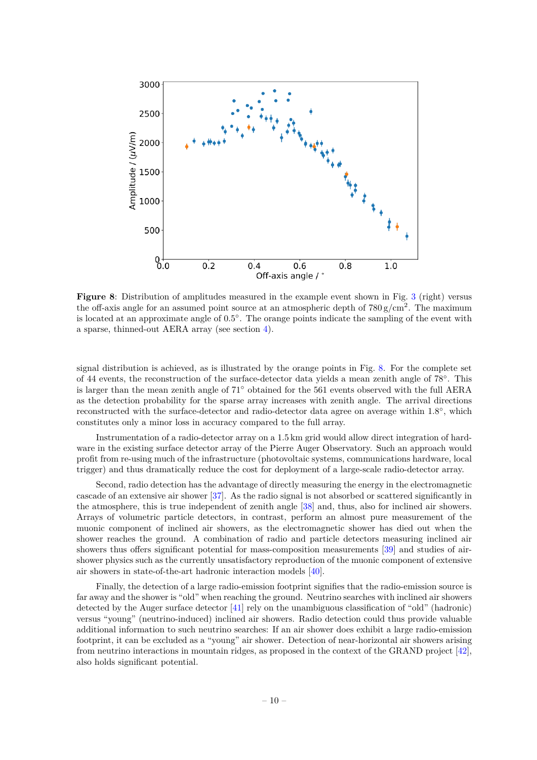**Figure 8**: Distribution of amplitudes measured in the example event shown in Fig. 3 (right) versus the off-axis angle for an assumed point source at an atmospheric depth of $780\,\mathrm{g/cm^2}$. The maximum is located at an approximate angle of $0.5°$. The orange points indicate the sampling of the event with a sparse, thinned-out AERA array (see section 4).

signal distribution is achieved, as is illustrated by the orange points in Fig. 8. For the complete set of 44 events, the reconstruction of the surface-detector data yields a mean zenith angle of 78°. This is larger than the mean zenith angle of 71° obtained for the 561 events observed with the full AERA as the detection probability for the sparse array increases with zenith angle. The arrival directions reconstructed with the surface-detector and radio-detector data agree on average within 1.8°, which constitutes only a minor loss in accuracy compared to the full array.

Instrumentation of a radio-detector array on a 1.5 km grid would allow direct integration of hardware in the existing surface detector array of the Pierre Auger Observatory. Such an approach would profit from re-using much of the infrastructure (photovoltaic systems, communications hardware, local trigger) and thus dramatically reduce the cost for deployment of a large-scale radio-detector array.

Second, radio detection has the advantage of directly measuring the energy in the electromagnetic cascade of an extensive air shower [37]. As the radio signal is not absorbed or scattered significantly in the atmosphere, this is true independent of zenith angle [38] and, thus, also for inclined air showers. Arrays of volumetric particle detectors, in contrast, perform an almost pure measurement of the muonic component of inclined air showers, as the electromagnetic shower has died out when the shower reaches the ground. A combination of radio and particle detectors measuring inclined air showers thus offers significant potential for mass-composition measurements [39] and studies of air-shower physics such as the currently unsatisfactory reproduction of the muonic component of extensive air showers in state-of-the-art hadronic interaction models [40].

Finally, the detection of a large radio-emission footprint signifies that the radio-emission source is far away and the shower is "old" when reaching the ground. Neutrino searches with inclined air showers detected by the Auger surface detector [41] rely on the unambiguous classification of "old" (hadronic) versus "young" (neutrino-induced) inclined air showers. Radio detection could thus provide valuable additional information to such neutrino searches: If an air shower does exhibit a large radio-emission footprint, it can be excluded as a "young" air shower. Detection of near-horizontal air showers arising from neutrino interactions in mountain ridges, as proposed in the context of the GRAND project [42], also holds significant potential.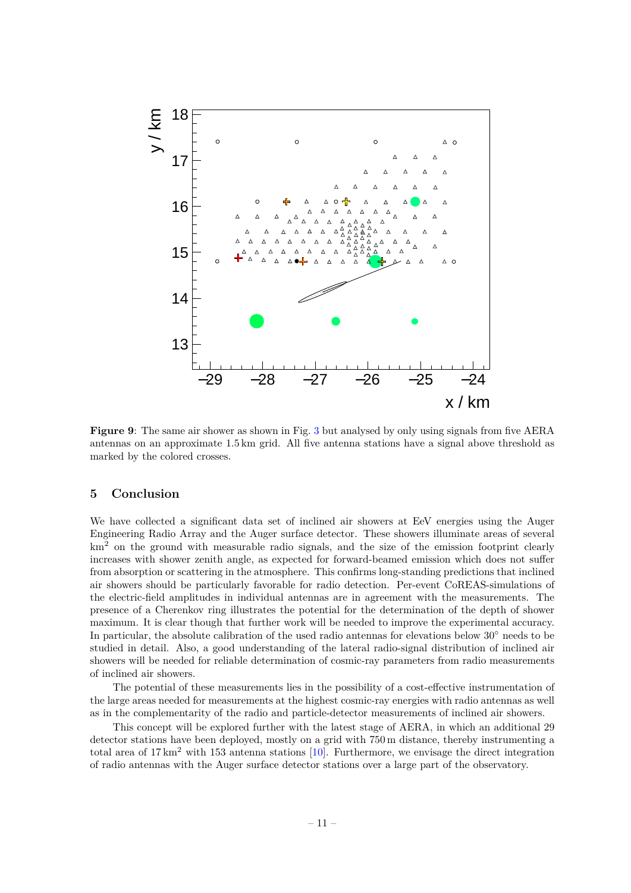**Figure 9**: The same air shower as shown in Fig. 3 but analysed by only using signals from five AERA antennas on an approximate 1.5 km grid. All five antenna stations have a signal above threshold as marked by the colored crosses.

## 5 Conclusion

We have collected a significant data set of inclined air showers at EeV energies using the Auger Engineering Radio Array and the Auger surface detector. These showers illuminate areas of several $km^2$ on the ground with measurable radio signals, and the size of the emission footprint clearly increases with shower zenith angle, as expected for forward-beamed emission which does not suffer from absorption or scattering in the atmosphere. This confirms long-standing predictions that inclined air showers should be particularly favorable for radio detection. Per-event CoREAS-simulations of the electric-field amplitudes in individual antennas are in agreement with the measurements. The presence of a Cherenkov ring illustrates the potential for the determination of the depth of shower maximum. It is clear though that further work will be needed to improve the experimental accuracy. In particular, the absolute calibration of the used radio antennas for elevations below $30^\circ$ needs to be studied in detail. Also, a good understanding of the lateral radio-signal distribution of inclined air showers will be needed for reliable determination of cosmic-ray parameters from radio measurements of inclined air showers.

The potential of these measurements lies in the possibility of a cost-effective instrumentation of the large areas needed for measurements at the highest cosmic-ray energies with radio antennas as well as in the complementarity of the radio and particle-detector measurements of inclined air showers.

This concept will be explored further with the latest stage of AERA, in which an additional 29 detector stations have been deployed, mostly on a grid with 750 m distance, thereby instrumenting a total area of $17\,km^2$ with 153 antenna stations [10]. Furthermore, we envisage the direct integration of radio antennas with the Auger surface detector stations over a large part of the observatory.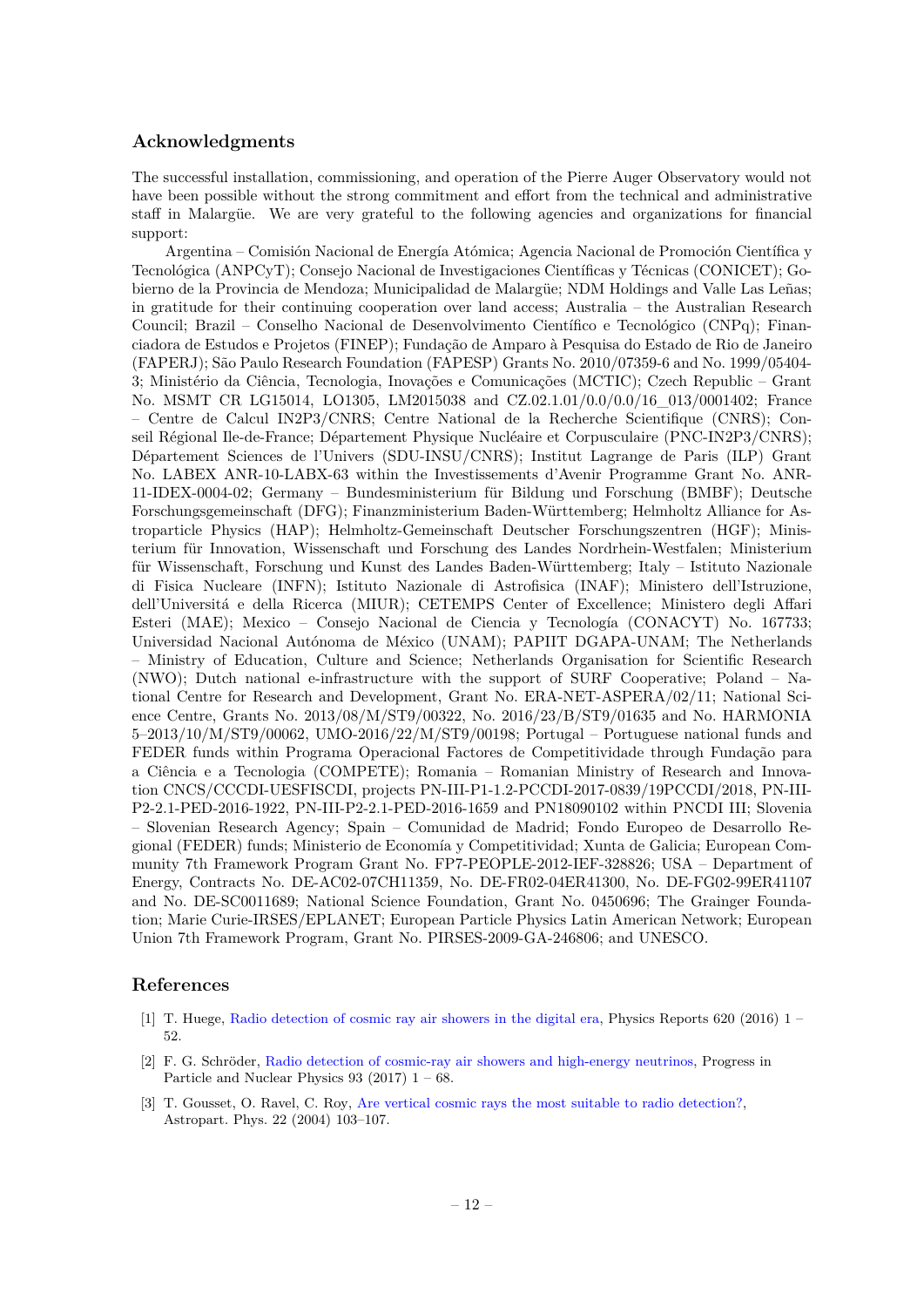## Acknowledgments

The successful installation, commissioning, and operation of the Pierre Auger Observatory would not have been possible without the strong commitment and effort from the technical and administrative staff in Malargüe. We are very grateful to the following agencies and organizations for financial support:

Argentina – Comisión Nacional de Energía Atómica; Agencia Nacional de Promoción Científica y Tecnológica (ANPCyT); Consejo Nacional de Investigaciones Científicas y Técnicas (CONICET); Gobierno de la Provincia de Mendoza; Municipalidad de Malargüe; NDM Holdings and Valle Las Leñas; in gratitude for their continuing cooperation over land access; Australia – the Australian Research Council; Brazil – Conselho Nacional de Desenvolvimento Científico e Tecnológico (CNPq); Financiadora de Estudos e Projetos (FINEP); Fundação de Amparo à Pesquisa do Estado de Rio de Janeiro (FAPERJ); São Paulo Research Foundation (FAPESP) Grants No. 2010/07359-6 and No. 1999/05404-3; Ministério da Ciência, Tecnologia, Inovações e Comunicações (MCTIC); Czech Republic – Grant No. MSMT CR LG15014, LO1305, LM2015038 and CZ.02.1.01/0.0/0.0/16_013/0001402; France – Centre de Calcul IN2P3/CNRS; Centre National de la Recherche Scientifique (CNRS); Conseil Régional Ile-de-France; Département Physique Nucléaire et Corpusculaire (PNC-IN2P3/CNRS); Département Sciences de l'Univers (SDU-INSU/CNRS); Institut Lagrange de Paris (ILP) Grant No. LABEX ANR-10-LABX-63 within the Investissements d'Avenir Programme Grant No. ANR-11-IDEX-0004-02; Germany – Bundesministerium für Bildung und Forschung (BMBF); Deutsche Forschungsgemeinschaft (DFG); Finanzministerium Baden-Württemberg; Helmholtz Alliance for Astroparticle Physics (HAP); Helmholtz-Gemeinschaft Deutscher Forschungszentren (HGF); Ministerium für Innovation, Wissenschaft und Forschung des Landes Nordrhein-Westfalen; Ministerium für Wissenschaft, Forschung und Kunst des Landes Baden-Württemberg; Italy – Istituto Nazionale di Fisica Nucleare (INFN); Istituto Nazionale di Astrofisica (INAF); Ministero dell'Istruzione, dell'Universitá e della Ricerca (MIUR); CETEMPS Center of Excellence; Ministero degli Affari Esteri (MAE); Mexico – Consejo Nacional de Ciencia y Tecnología (CONACYT) No. 167733; Universidad Nacional Autónoma de México (UNAM); PAPIIT DGAPA-UNAM; The Netherlands – Ministry of Education, Culture and Science; Netherlands Organisation for Scientific Research (NWO); Dutch national e-infrastructure with the support of SURF Cooperative; Poland – National Centre for Research and Development, Grant No. ERA-NET-ASPERA/02/11; National Science Centre, Grants No. 2013/08/M/ST9/00322, No. 2016/23/B/ST9/01635 and No. HARMONIA 5–2013/10/M/ST9/00062, UMO-2016/22/M/ST9/00198; Portugal – Portuguese national funds and FEDER funds within Programa Operacional Factores de Competitividade through Fundação para a Ciência e a Tecnologia (COMPETE); Romania – Romanian Ministry of Research and Innovation CNCS/CCCDI-UESFISCDI, projects PN-III-P1-1.2-PCCDI-2017-0839/19PCCDI/2018, PN-III-P2-2.1-PED-2016-1922, PN-III-P2-2.1-PED-2016-1659 and PN18090102 within PNCDI III; Slovenia – Slovenian Research Agency; Spain – Comunidad de Madrid; Fondo Europeo de Desarrollo Regional (FEDER) funds; Ministerio de Economía y Competitividad; Xunta de Galicia; European Community 7th Framework Program Grant No. FP7-PEOPLE-2012-IEF-328826; USA – Department of Energy, Contracts No. DE-AC02-07CH11359, No. DE-FR02-04ER41300, No. DE-FG02-99ER41107 and No. DE-SC0011689; National Science Foundation, Grant No. 0450696; The Grainger Foundation; Marie Curie-IRSES/EPLANET; European Particle Physics Latin American Network; European Union 7th Framework Program, Grant No. PIRSES-2009-GA-246806; and UNESCO.

## References

[1] T. Huege, Radio detection of cosmic ray air showers in the digital era, Physics Reports 620 (2016) 1 – 52.

[2] F. G. Schröder, Radio detection of cosmic-ray air showers and high-energy neutrinos, Progress in Particle and Nuclear Physics 93 (2017) 1 – 68.

[3] T. Gousset, O. Ravel, C. Roy, Are vertical cosmic rays the most suitable to radio detection?, Astropart. Phys. 22 (2004) 103–107.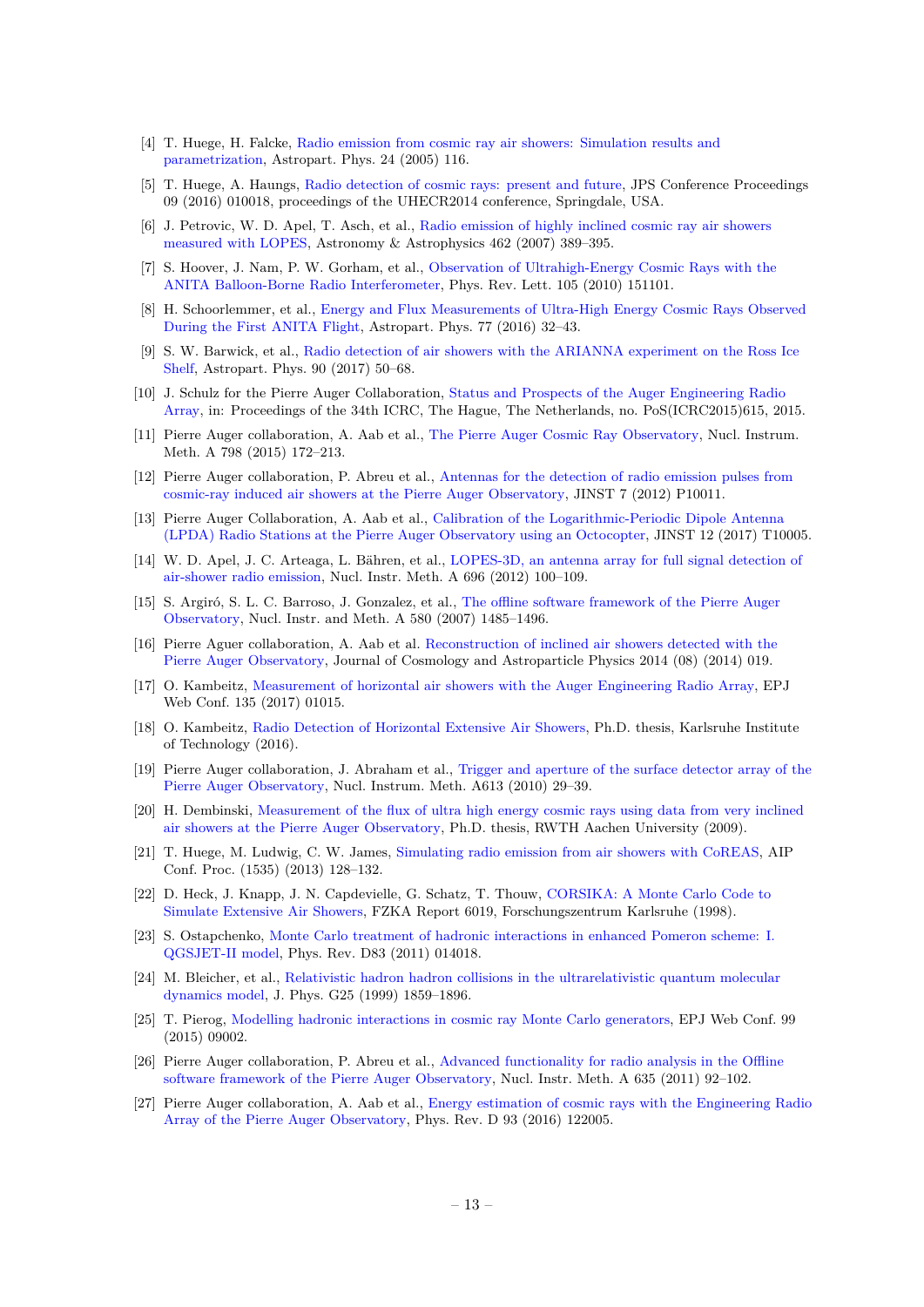[4] T. Huege, H. Falcke, Radio emission from cosmic ray air showers: Simulation results and parametrization, Astropart. Phys. 24 (2005) 116.

[5] T. Huege, A. Haungs, Radio detection of cosmic rays: present and future, JPS Conference Proceedings 09 (2016) 010018, proceedings of the UHECR2014 conference, Springdale, USA.

[6] J. Petrovic, W. D. Apel, T. Asch, et al., Radio emission of highly inclined cosmic ray air showers measured with LOPES, Astronomy & Astrophysics 462 (2007) 389–395.

[7] S. Hoover, J. Nam, P. W. Gorham, et al., Observation of Ultrahigh-Energy Cosmic Rays with the ANITA Balloon-Borne Radio Interferometer, Phys. Rev. Lett. 105 (2010) 151101.

[8] H. Schoorlemmer, et al., Energy and Flux Measurements of Ultra-High Energy Cosmic Rays Observed During the First ANITA Flight, Astropart. Phys. 77 (2016) 32–43.

[9] S. W. Barwick, et al., Radio detection of air showers with the ARIANNA experiment on the Ross Ice Shelf, Astropart. Phys. 90 (2017) 50–68.

[10] J. Schulz for the Pierre Auger Collaboration, Status and Prospects of the Auger Engineering Radio Array, in: Proceedings of the 34th ICRC, The Hague, The Netherlands, no. PoS(ICRC2015)615, 2015.

[11] Pierre Auger collaboration, A. Aab et al., The Pierre Auger Cosmic Ray Observatory, Nucl. Instrum. Meth. A 798 (2015) 172–213.

[12] Pierre Auger collaboration, P. Abreu et al., Antennas for the detection of radio emission pulses from cosmic-ray induced air showers at the Pierre Auger Observatory, JINST 7 (2012) P10011.

[13] Pierre Auger Collaboration, A. Aab et al., Calibration of the Logarithmic-Periodic Dipole Antenna (LPDA) Radio Stations at the Pierre Auger Observatory using an Octocopter, JINST 12 (2017) T10005.

[14] W. D. Apel, J. C. Arteaga, L. Bähren, et al., LOPES-3D, an antenna array for full signal detection of air-shower radio emission, Nucl. Instr. Meth. A 696 (2012) 100–109.

[15] S. Argiró, S. L. C. Barroso, J. Gonzalez, et al., The offline software framework of the Pierre Auger Observatory, Nucl. Instr. and Meth. A 580 (2007) 1485–1496.

[16] Pierre Aguer collaboration, A. Aab et al. Reconstruction of inclined air showers detected with the Pierre Auger Observatory, Journal of Cosmology and Astroparticle Physics 2014 (08) (2014) 019.

[17] O. Kambeitz, Measurement of horizontal air showers with the Auger Engineering Radio Array, EPJ Web Conf. 135 (2017) 01015.

[18] O. Kambeitz, Radio Detection of Horizontal Extensive Air Showers, Ph.D. thesis, Karlsruhe Institute of Technology (2016).

[19] Pierre Auger collaboration, J. Abraham et al., Trigger and aperture of the surface detector array of the Pierre Auger Observatory, Nucl. Instrum. Meth. A613 (2010) 29–39.

[20] H. Dembinski, Measurement of the flux of ultra high energy cosmic rays using data from very inclined air showers at the Pierre Auger Observatory, Ph.D. thesis, RWTH Aachen University (2009).

[21] T. Huege, M. Ludwig, C. W. James, Simulating radio emission from air showers with CoREAS, AIP Conf. Proc. (1535) (2013) 128–132.

[22] D. Heck, J. Knapp, J. N. Capdevielle, G. Schatz, T. Thouw, CORSIKA: A Monte Carlo Code to Simulate Extensive Air Showers, FZKA Report 6019, Forschungszentrum Karlsruhe (1998).

[23] S. Ostapchenko, Monte Carlo treatment of hadronic interactions in enhanced Pomeron scheme: I. QGSJET-II model, Phys. Rev. D83 (2011) 014018.

[24] M. Bleicher, et al., Relativistic hadron hadron collisions in the ultrarelativistic quantum molecular dynamics model, J. Phys. G25 (1999) 1859–1896.

[25] T. Pierog, Modelling hadronic interactions in cosmic ray Monte Carlo generators, EPJ Web Conf. 99 (2015) 09002.

[26] Pierre Auger collaboration, P. Abreu et al., Advanced functionality for radio analysis in the Offline software framework of the Pierre Auger Observatory, Nucl. Instr. Meth. A 635 (2011) 92–102.

[27] Pierre Auger collaboration, A. Aab et al., Energy estimation of cosmic rays with the Engineering Radio Array of the Pierre Auger Observatory, Phys. Rev. D 93 (2016) 122005.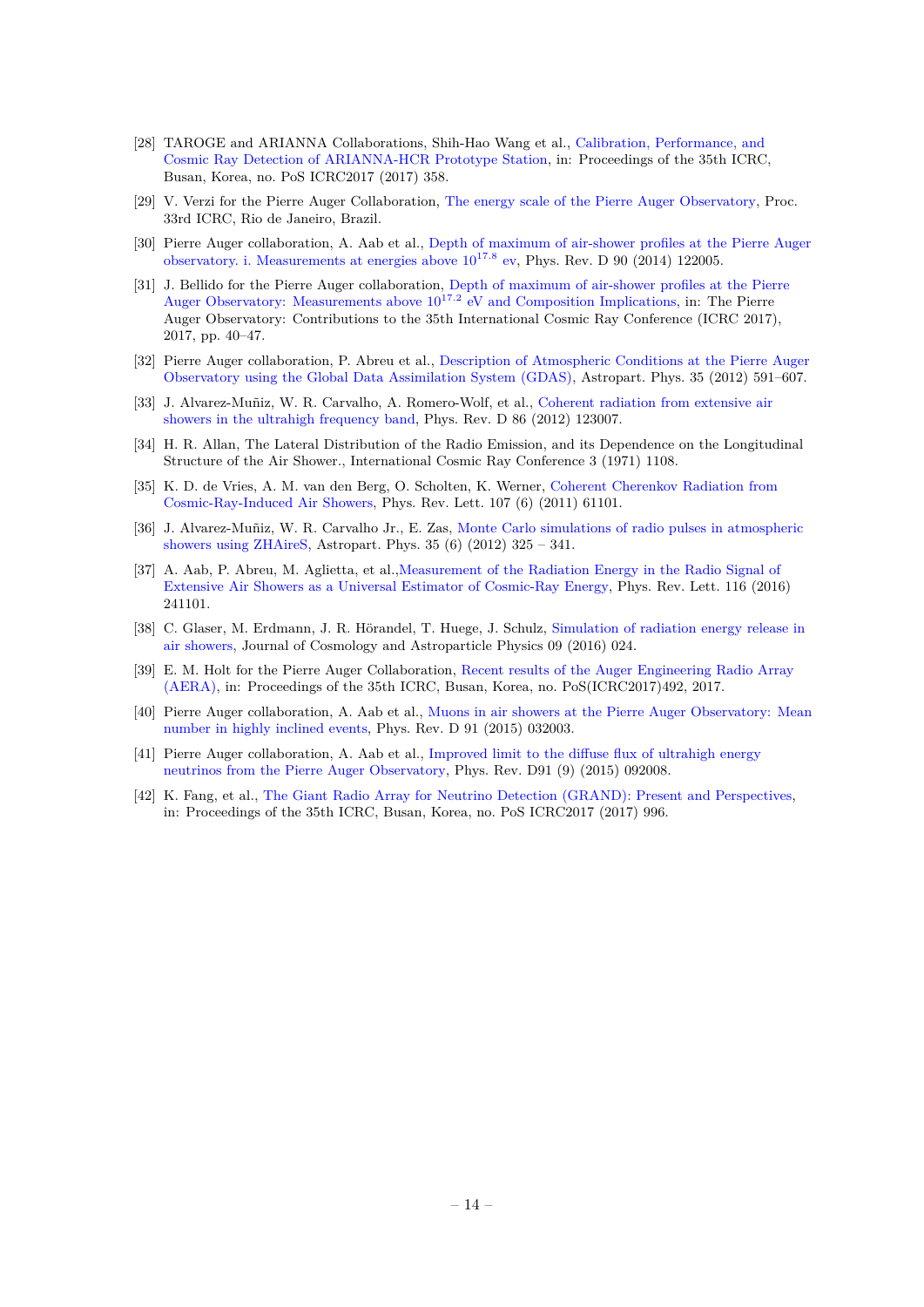[28] TAROGE and ARIANNA Collaborations, Shih-Hao Wang et al., Calibration, Performance, and Cosmic Ray Detection of ARIANNA-HCR Prototype Station, in: Proceedings of the 35th ICRC, Busan, Korea, no. PoS ICRC2017 (2017) 358.

[29] V. Verzi for the Pierre Auger Collaboration, The energy scale of the Pierre Auger Observatory, Proc. 33rd ICRC, Rio de Janeiro, Brazil.

[30] Pierre Auger collaboration, A. Aab et al., Depth of maximum of air-shower profiles at the Pierre Auger observatory. i. Measurements at energies above $10^{17.8}$ ev, Phys. Rev. D 90 (2014) 122005.

[31] J. Bellido for the Pierre Auger collaboration, Depth of maximum of air-shower profiles at the Pierre Auger Observatory: Measurements above $10^{17.2}$ eV and Composition Implications, in: The Pierre Auger Observatory: Contributions to the 35th International Cosmic Ray Conference (ICRC 2017), 2017, pp. 40–47.

[32] Pierre Auger collaboration, P. Abreu et al., Description of Atmospheric Conditions at the Pierre Auger Observatory using the Global Data Assimilation System (GDAS), Astropart. Phys. 35 (2012) 591–607.

[33] J. Alvarez-Muñiz, W. R. Carvalho, A. Romero-Wolf, et al., Coherent radiation from extensive air showers in the ultrahigh frequency band, Phys. Rev. D 86 (2012) 123007.

[34] H. R. Allan, The Lateral Distribution of the Radio Emission, and its Dependence on the Longitudinal Structure of the Air Shower., International Cosmic Ray Conference 3 (1971) 1108.

[35] K. D. de Vries, A. M. van den Berg, O. Scholten, K. Werner, Coherent Cherenkov Radiation from Cosmic-Ray-Induced Air Showers, Phys. Rev. Lett. 107 (6) (2011) 61101.

[36] J. Alvarez-Muñiz, W. R. Carvalho Jr., E. Zas, Monte Carlo simulations of radio pulses in atmospheric showers using ZHAireS, Astropart. Phys. 35 (6) (2012) 325 – 341.

[37] A. Aab, P. Abreu, M. Aglietta, et al.,Measurement of the Radiation Energy in the Radio Signal of Extensive Air Showers as a Universal Estimator of Cosmic-Ray Energy, Phys. Rev. Lett. 116 (2016) 241101.

[38] C. Glaser, M. Erdmann, J. R. Hörandel, T. Huege, J. Schulz, Simulation of radiation energy release in air showers, Journal of Cosmology and Astroparticle Physics 09 (2016) 024.

[39] E. M. Holt for the Pierre Auger Collaboration, Recent results of the Auger Engineering Radio Array (AERA), in: Proceedings of the 35th ICRC, Busan, Korea, no. PoS(ICRC2017)492, 2017.

[40] Pierre Auger collaboration, A. Aab et al., Muons in air showers at the Pierre Auger Observatory: Mean number in highly inclined events, Phys. Rev. D 91 (2015) 032003.

[41] Pierre Auger collaboration, A. Aab et al., Improved limit to the diffuse flux of ultrahigh energy neutrinos from the Pierre Auger Observatory, Phys. Rev. D91 (9) (2015) 092008.

[42] K. Fang, et al., The Giant Radio Array for Neutrino Detection (GRAND): Present and Perspectives, in: Proceedings of the 35th ICRC, Busan, Korea, no. PoS ICRC2017 (2017) 996.